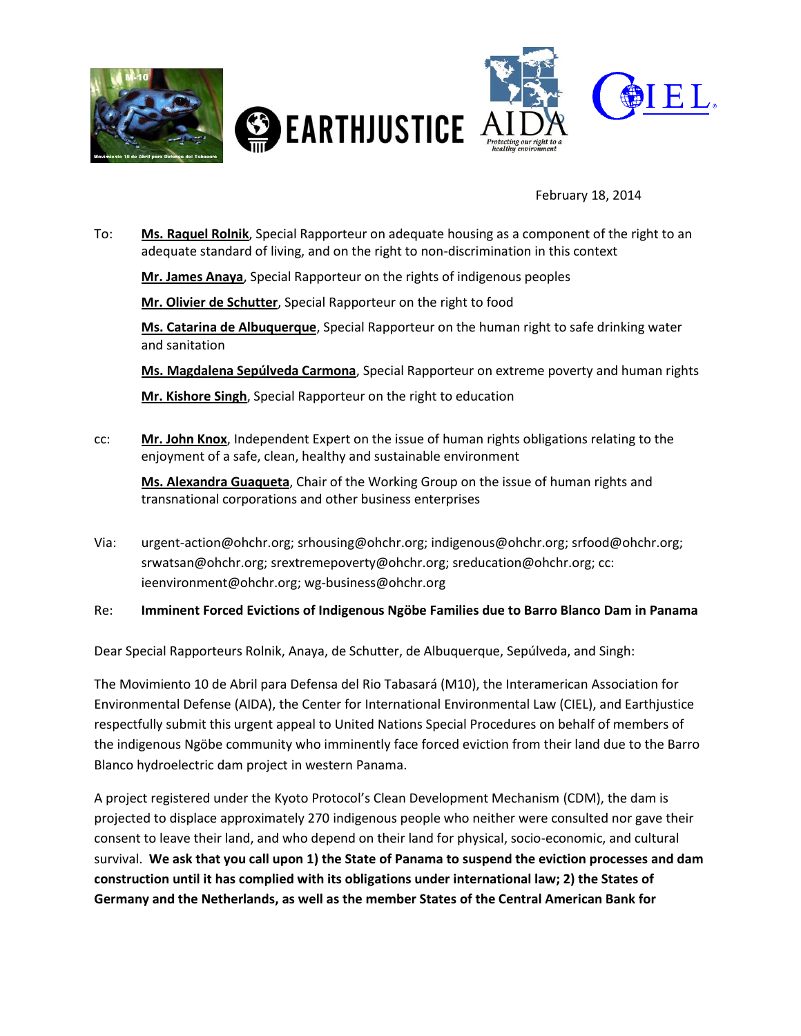February 18, 2014

To: **Ms. Raquel Rolnik**, Special Rapporteur on adequate housing as a component of the right to an adequate standard of living, and on the right to non-discrimination in this context

**Mr. James Anaya**, Special Rapporteur on the rights of indigenous peoples

**Mr. Olivier de Schutter**, Special Rapporteur on the right to food

**Ms. Catarina de Albuquerque**, Special Rapporteur on the human right to safe drinking water and sanitation

**Ms. Magdalena Sepúlveda Carmona**, Special Rapporteur on extreme poverty and human rights

**Mr. Kishore Singh**, Special Rapporteur on the right to education

cc: **Mr. John Knox**, Independent Expert on the issue of human rights obligations relating to the enjoyment of a safe, clean, healthy and sustainable environment

**Ms. Alexandra Guaqueta**, Chair of the Working Group on the issue of human rights and transnational corporations and other business enterprises

Via: urgent-action@ohchr.org; srhousing@ohchr.org; indigenous@ohchr.org; srfood@ohchr.org; srwatsan@ohchr.org; srextremepoverty@ohchr.org; sreducation@ohchr.org; cc: ieenvironment@ohchr.org; wg-business@ohchr.org

Re: **Imminent Forced Evictions of Indigenous Ngöbe Families due to Barro Blanco Dam in Panama**

Dear Special Rapporteurs Rolnik, Anaya, de Schutter, de Albuquerque, Sepúlveda, and Singh:

The Movimiento 10 de Abril para Defensa del Rio Tabasará (M10), the Interamerican Association for Environmental Defense (AIDA), the Center for International Environmental Law (CIEL), and Earthjustice respectfully submit this urgent appeal to United Nations Special Procedures on behalf of members of the indigenous Ngöbe community who imminently face forced eviction from their land due to the Barro Blanco hydroelectric dam project in western Panama.

A project registered under the Kyoto Protocol's Clean Development Mechanism (CDM), the dam is projected to displace approximately 270 indigenous people who neither were consulted nor gave their consent to leave their land, and who depend on their land for physical, socio-economic, and cultural survival. **We ask that you call upon 1) the State of Panama to suspend the eviction processes and dam construction until it has complied with its obligations under international law; 2) the States of Germany and the Netherlands, as well as the member States of the Central American Bank for**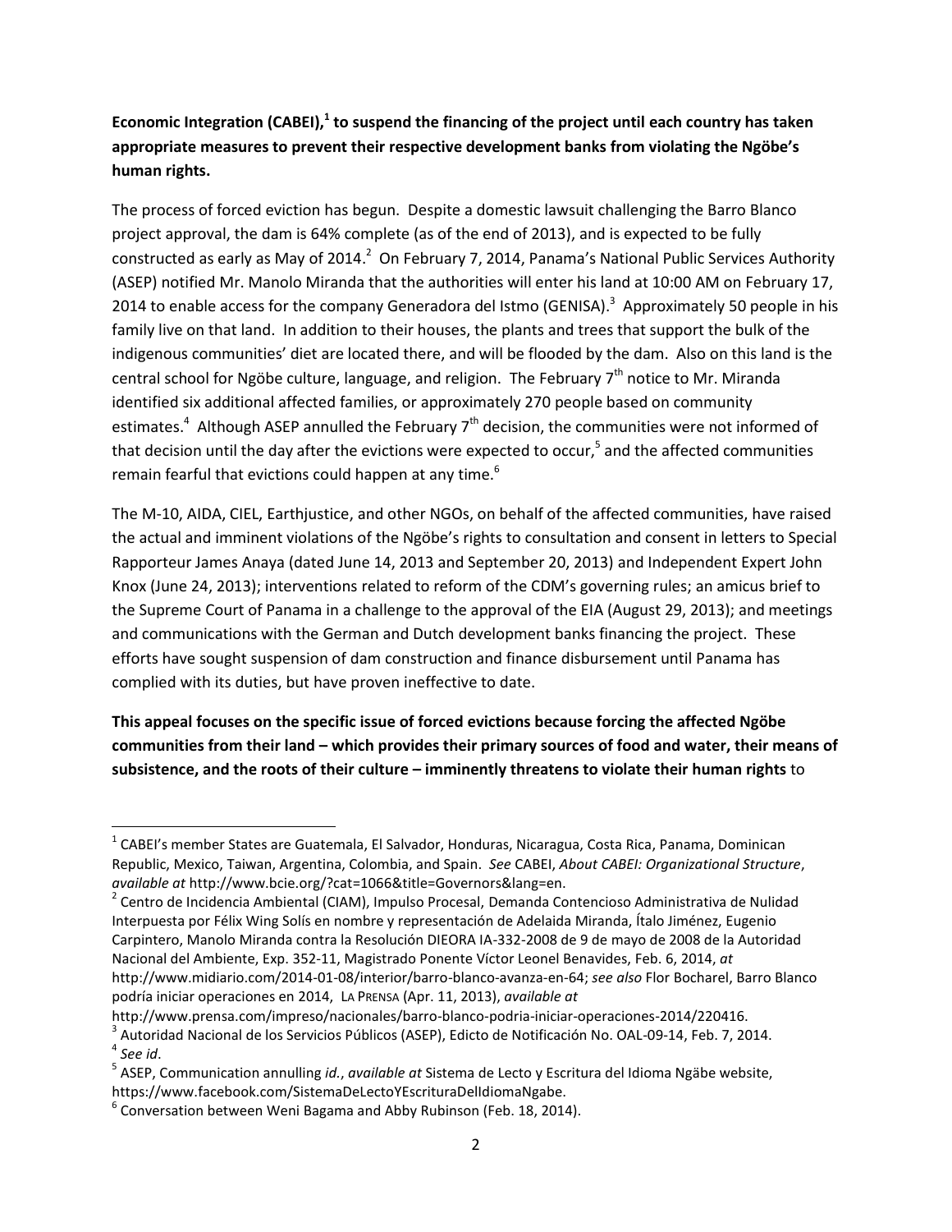**Economic Integration (CABEI),[1] to suspend the financing of the project until each country has taken appropriate measures to prevent their respective development banks from violating the Ngöbe's human rights.**

The process of forced eviction has begun. Despite a domestic lawsuit challenging the Barro Blanco project approval, the dam is 64% complete (as of the end of 2013), and is expected to be fully constructed as early as May of 2014.[2] On February 7, 2014, Panama's National Public Services Authority (ASEP) notified Mr. Manolo Miranda that the authorities will enter his land at 10:00 AM on February 17, 2014 to enable access for the company Generadora del Istmo (GENISA).[3] Approximately 50 people in his family live on that land. In addition to their houses, the plants and trees that support the bulk of the indigenous communities' diet are located there, and will be flooded by the dam. Also on this land is the central school for Ngöbe culture, language, and religion. The February 7th notice to Mr. Miranda identified six additional affected families, or approximately 270 people based on community estimates.[4] Although ASEP annulled the February 7th decision, the communities were not informed of that decision until the day after the evictions were expected to occur,[5] and the affected communities remain fearful that evictions could happen at any time.[6]

The M-10, AIDA, CIEL, Earthjustice, and other NGOs, on behalf of the affected communities, have raised the actual and imminent violations of the Ngöbe's rights to consultation and consent in letters to Special Rapporteur James Anaya (dated June 14, 2013 and September 20, 2013) and Independent Expert John Knox (June 24, 2013); interventions related to reform of the CDM's governing rules; an amicus brief to the Supreme Court of Panama in a challenge to the approval of the EIA (August 29, 2013); and meetings and communications with the German and Dutch development banks financing the project. These efforts have sought suspension of dam construction and finance disbursement until Panama has complied with its duties, but have proven ineffective to date.

**This appeal focuses on the specific issue of forced evictions because forcing the affected Ngöbe communities from their land – which provides their primary sources of food and water, their means of subsistence, and the roots of their culture – imminently threatens to violate their human rights** to

---

[1] CABEI's member States are Guatemala, El Salvador, Honduras, Nicaragua, Costa Rica, Panama, Dominican Republic, Mexico, Taiwan, Argentina, Colombia, and Spain. *See* CABEI, *About CABEI: Organizational Structure*, *available at* http://www.bcie.org/?cat=1066&title=Governors&lang=en.

[2] Centro de Incidencia Ambiental (CIAM), Impulso Procesal, Demanda Contencioso Administrativa de Nulidad Interpuesta por Félix Wing Solís en nombre y representación de Adelaida Miranda, Ítalo Jiménez, Eugenio Carpintero, Manolo Miranda contra la Resolución DIEORA IA-332-2008 de 9 de mayo de 2008 de la Autoridad Nacional del Ambiente, Exp. 352-11, Magistrado Ponente Víctor Leonel Benavides, Feb. 6, 2014, *at* http://www.midiario.com/2014-01-08/interior/barro-blanco-avanza-en-64; *see also* Flor Bocharel, Barro Blanco podría iniciar operaciones en 2014, LA PRENSA (Apr. 11, 2013), *available at* http://www.prensa.com/impreso/nacionales/barro-blanco-podria-iniciar-operaciones-2014/220416.

[3] Autoridad Nacional de los Servicios Públicos (ASEP), Edicto de Notificación No. OAL-09-14, Feb. 7, 2014.

[4] *See id*.

[5] ASEP, Communication annulling *id.*, *available at* Sistema de Lecto y Escritura del Idioma Ngäbe website, https://www.facebook.com/SistemaDeLectoYEscrituraDelIdiomaNgabe.

[6] Conversation between Weni Bagama and Abby Rubinson (Feb. 18, 2014).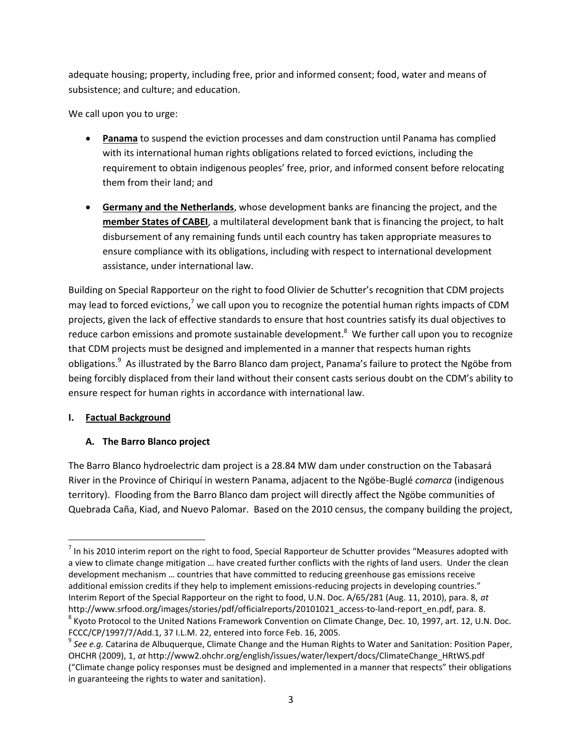adequate housing; property, including free, prior and informed consent; food, water and means of subsistence; and culture; and education.

We call upon you to urge:

- **Panama** to suspend the eviction processes and dam construction until Panama has complied with its international human rights obligations related to forced evictions, including the requirement to obtain indigenous peoples' free, prior, and informed consent before relocating them from their land; and
- **Germany and the Netherlands**, whose development banks are financing the project, and the **member States of CABEI**, a multilateral development bank that is financing the project, to halt disbursement of any remaining funds until each country has taken appropriate measures to ensure compliance with its obligations, including with respect to international development assistance, under international law.

Building on Special Rapporteur on the right to food Olivier de Schutter's recognition that CDM projects may lead to forced evictions,[7] we call upon you to recognize the potential human rights impacts of CDM projects, given the lack of effective standards to ensure that host countries satisfy its dual objectives to reduce carbon emissions and promote sustainable development.[8] We further call upon you to recognize that CDM projects must be designed and implemented in a manner that respects human rights obligations.[9] As illustrated by the Barro Blanco dam project, Panama's failure to protect the Ngöbe from being forcibly displaced from their land without their consent casts serious doubt on the CDM's ability to ensure respect for human rights in accordance with international law.

## I. Factual Background

### A. The Barro Blanco project

The Barro Blanco hydroelectric dam project is a 28.84 MW dam under construction on the Tabasará River in the Province of Chiriquí in western Panama, adjacent to the Ngöbe-Buglé *comarca* (indigenous territory). Flooding from the Barro Blanco dam project will directly affect the Ngöbe communities of Quebrada Caña, Kiad, and Nuevo Palomar. Based on the 2010 census, the company building the project,

---

[7] In his 2010 interim report on the right to food, Special Rapporteur de Schutter provides "Measures adopted with a view to climate change mitigation … have created further conflicts with the rights of land users. Under the clean development mechanism … countries that have committed to reducing greenhouse gas emissions receive additional emission credits if they help to implement emissions-reducing projects in developing countries." Interim Report of the Special Rapporteur on the right to food, U.N. Doc. A/65/281 (Aug. 11, 2010), para. 8, *at* http://www.srfood.org/images/stories/pdf/officialreports/20101021_access-to-land-report_en.pdf, para. 8.

[8] Kyoto Protocol to the United Nations Framework Convention on Climate Change, Dec. 10, 1997, art. 12, U.N. Doc. FCCC/CP/1997/7/Add.1, 37 I.L.M. 22, entered into force Feb. 16, 2005.

[9] *See e.g.* Catarina de Albuquerque, Climate Change and the Human Rights to Water and Sanitation: Position Paper, OHCHR (2009), 1, *at* http://www2.ohchr.org/english/issues/water/Iexpert/docs/ClimateChange_HRtWS.pdf ("Climate change policy responses must be designed and implemented in a manner that respects" their obligations in guaranteeing the rights to water and sanitation).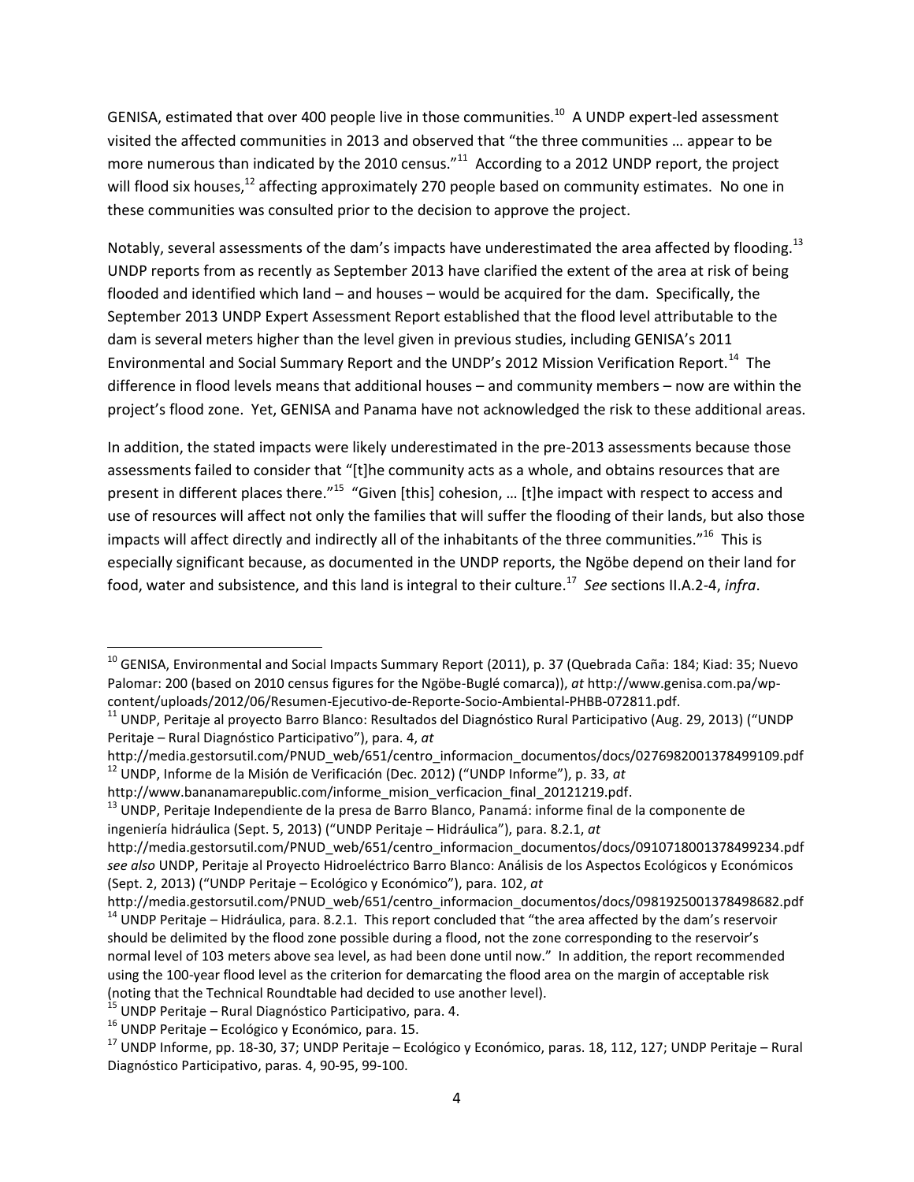GENISA, estimated that over 400 people live in those communities.[10] A UNDP expert-led assessment visited the affected communities in 2013 and observed that "the three communities … appear to be more numerous than indicated by the 2010 census."[11] According to a 2012 UNDP report, the project will flood six houses,[12] affecting approximately 270 people based on community estimates. No one in these communities was consulted prior to the decision to approve the project.

Notably, several assessments of the dam's impacts have underestimated the area affected by flooding.[13] UNDP reports from as recently as September 2013 have clarified the extent of the area at risk of being flooded and identified which land – and houses – would be acquired for the dam. Specifically, the September 2013 UNDP Expert Assessment Report established that the flood level attributable to the dam is several meters higher than the level given in previous studies, including GENISA's 2011 Environmental and Social Summary Report and the UNDP's 2012 Mission Verification Report.[14] The difference in flood levels means that additional houses – and community members – now are within the project's flood zone. Yet, GENISA and Panama have not acknowledged the risk to these additional areas.

In addition, the stated impacts were likely underestimated in the pre-2013 assessments because those assessments failed to consider that "[t]he community acts as a whole, and obtains resources that are present in different places there."[15] "Given [this] cohesion, … [t]he impact with respect to access and use of resources will affect not only the families that will suffer the flooding of their lands, but also those impacts will affect directly and indirectly all of the inhabitants of the three communities."[16] This is especially significant because, as documented in the UNDP reports, the Ngöbe depend on their land for food, water and subsistence, and this land is integral to their culture.[17] *See* sections II.A.2-4, *infra*.

---

[10] GENISA, Environmental and Social Impacts Summary Report (2011), p. 37 (Quebrada Caña: 184; Kiad: 35; Nuevo Palomar: 200 (based on 2010 census figures for the Ngöbe-Buglé comarca)), *at* http://www.genisa.com.pa/wp-content/uploads/2012/06/Resumen-Ejecutivo-de-Reporte-Socio-Ambiental-PHBB-072811.pdf.

[11] UNDP, Peritaje al proyecto Barro Blanco: Resultados del Diagnóstico Rural Participativo (Aug. 29, 2013) ("UNDP Peritaje – Rural Diagnóstico Participativo"), para. 4, *at* http://media.gestorsutil.com/PNUD_web/651/centro_informacion_documentos/docs/0276982001378499109.pdf

[12] UNDP, Informe de la Misión de Verificación (Dec. 2012) ("UNDP Informe"), p. 33, *at* http://www.bananamarepublic.com/informe_mision_verficacion_final_20121219.pdf.

[13] UNDP, Peritaje Independiente de la presa de Barro Blanco, Panamá: informe final de la componente de ingeniería hidráulica (Sept. 5, 2013) ("UNDP Peritaje – Hidráulica"), para. 8.2.1, *at* http://media.gestorsutil.com/PNUD_web/651/centro_informacion_documentos/docs/0910718001378499234.pdf *see also* UNDP, Peritaje al Proyecto Hidroeléctrico Barro Blanco: Análisis de los Aspectos Ecológicos y Económicos (Sept. 2, 2013) ("UNDP Peritaje – Ecológico y Económico"), para. 102, *at* http://media.gestorsutil.com/PNUD_web/651/centro_informacion_documentos/docs/0981925001378498682.pdf

[14] UNDP Peritaje – Hidráulica, para. 8.2.1. This report concluded that "the area affected by the dam's reservoir should be delimited by the flood zone possible during a flood, not the zone corresponding to the reservoir's normal level of 103 meters above sea level, as had been done until now." In addition, the report recommended using the 100-year flood level as the criterion for demarcating the flood area on the margin of acceptable risk (noting that the Technical Roundtable had decided to use another level).

[15] UNDP Peritaje – Rural Diagnóstico Participativo, para. 4.

[16] UNDP Peritaje – Ecológico y Económico, para. 15.

[17] UNDP Informe, pp. 18-30, 37; UNDP Peritaje – Ecológico y Económico, paras. 18, 112, 127; UNDP Peritaje – Rural Diagnóstico Participativo, paras. 4, 90-95, 99-100.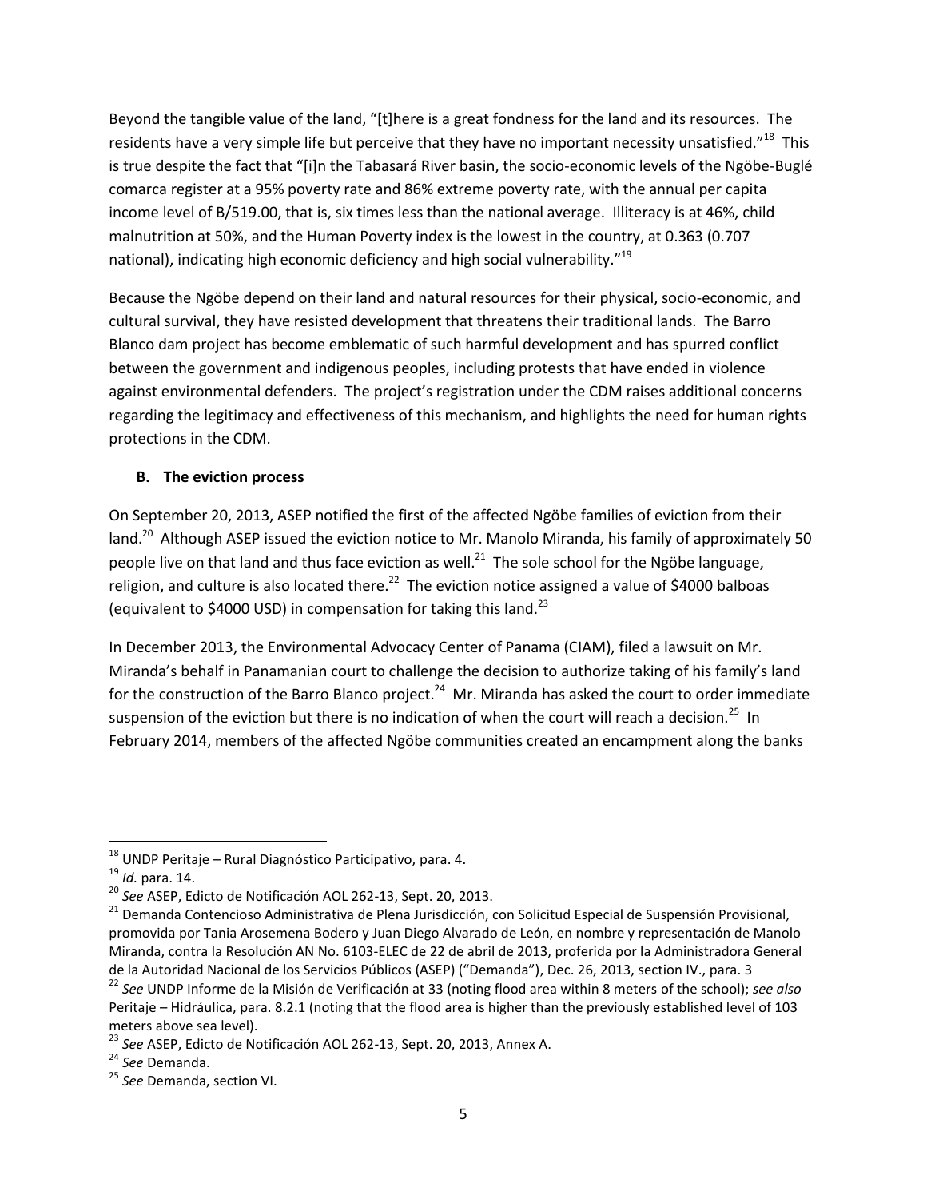Beyond the tangible value of the land, "[t]here is a great fondness for the land and its resources. The residents have a very simple life but perceive that they have no important necessity unsatisfied."[18] This is true despite the fact that "[i]n the Tabasará River basin, the socio-economic levels of the Ngöbe-Buglé comarca register at a 95% poverty rate and 86% extreme poverty rate, with the annual per capita income level of B/519.00, that is, six times less than the national average. Illiteracy is at 46%, child malnutrition at 50%, and the Human Poverty index is the lowest in the country, at 0.363 (0.707 national), indicating high economic deficiency and high social vulnerability."[19]

Because the Ngöbe depend on their land and natural resources for their physical, socio-economic, and cultural survival, they have resisted development that threatens their traditional lands. The Barro Blanco dam project has become emblematic of such harmful development and has spurred conflict between the government and indigenous peoples, including protests that have ended in violence against environmental defenders. The project's registration under the CDM raises additional concerns regarding the legitimacy and effectiveness of this mechanism, and highlights the need for human rights protections in the CDM.

### B. The eviction process

On September 20, 2013, ASEP notified the first of the affected Ngöbe families of eviction from their land.[20] Although ASEP issued the eviction notice to Mr. Manolo Miranda, his family of approximately 50 people live on that land and thus face eviction as well.[21] The sole school for the Ngöbe language, religion, and culture is also located there.[22] The eviction notice assigned a value of $4000 balboas (equivalent to $4000 USD) in compensation for taking this land.[23]

In December 2013, the Environmental Advocacy Center of Panama (CIAM), filed a lawsuit on Mr. Miranda's behalf in Panamanian court to challenge the decision to authorize taking of his family's land for the construction of the Barro Blanco project.[24] Mr. Miranda has asked the court to order immediate suspension of the eviction but there is no indication of when the court will reach a decision.[25] In February 2014, members of the affected Ngöbe communities created an encampment along the banks

---

[18] UNDP Peritaje – Rural Diagnóstico Participativo, para. 4.

[19] *Id.* para. 14.

[20] *See* ASEP, Edicto de Notificación AOL 262-13, Sept. 20, 2013.

[21] Demanda Contencioso Administrativa de Plena Jurisdicción, con Solicitud Especial de Suspensión Provisional, promovida por Tania Arosemena Bodero y Juan Diego Alvarado de León, en nombre y representación de Manolo Miranda, contra la Resolución AN No. 6103-ELEC de 22 de abril de 2013, proferida por la Administradora General de la Autoridad Nacional de los Servicios Públicos (ASEP) ("Demanda"), Dec. 26, 2013, section IV., para. 3

[22] *See* UNDP Informe de la Misión de Verificación at 33 (noting flood area within 8 meters of the school); *see also* Peritaje – Hidráulica, para. 8.2.1 (noting that the flood area is higher than the previously established level of 103 meters above sea level).

[23] *See* ASEP, Edicto de Notificación AOL 262-13, Sept. 20, 2013, Annex A.

[24] *See* Demanda.

[25] *See* Demanda, section VI.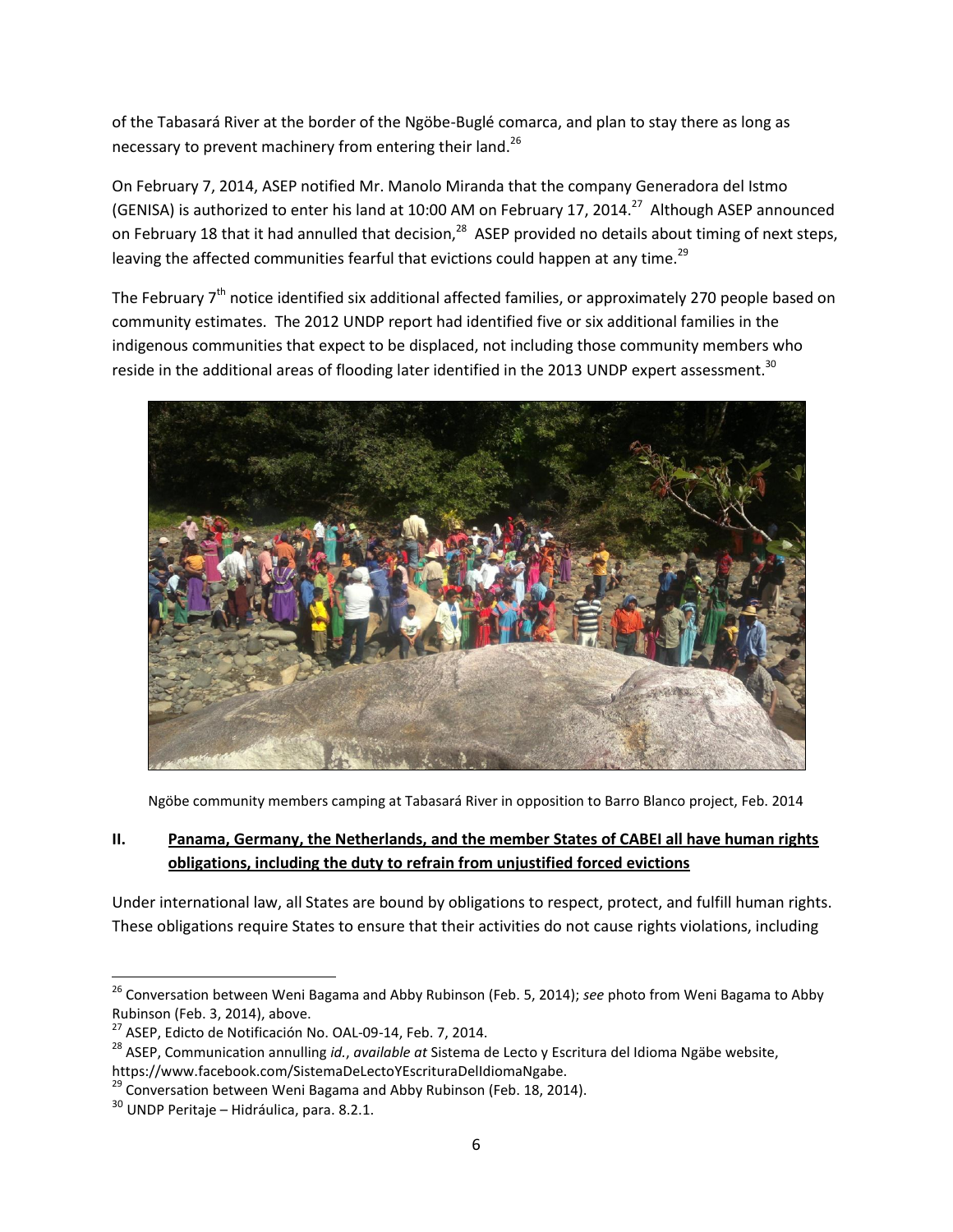of the Tabasará River at the border of the Ngöbe-Buglé comarca, and plan to stay there as long as necessary to prevent machinery from entering their land.[26]

On February 7, 2014, ASEP notified Mr. Manolo Miranda that the company Generadora del Istmo (GENISA) is authorized to enter his land at 10:00 AM on February 17, 2014.[27] Although ASEP announced on February 18 that it had annulled that decision,[28] ASEP provided no details about timing of next steps, leaving the affected communities fearful that evictions could happen at any time.[29]

The February 7th notice identified six additional affected families, or approximately 270 people based on community estimates. The 2012 UNDP report had identified five or six additional families in the indigenous communities that expect to be displaced, not including those community members who reside in the additional areas of flooding later identified in the 2013 UNDP expert assessment.[30]

Ngöbe community members camping at Tabasará River in opposition to Barro Blanco project, Feb. 2014

## II. Panama, Germany, the Netherlands, and the member States of CABEI all have human rights obligations, including the duty to refrain from unjustified forced evictions

Under international law, all States are bound by obligations to respect, protect, and fulfill human rights. These obligations require States to ensure that their activities do not cause rights violations, including

---

[26] Conversation between Weni Bagama and Abby Rubinson (Feb. 5, 2014); *see* photo from Weni Bagama to Abby Rubinson (Feb. 3, 2014), above.

[27] ASEP, Edicto de Notificación No. OAL-09-14, Feb. 7, 2014.

[28] ASEP, Communication annulling *id.*, *available at* Sistema de Lecto y Escritura del Idioma Ngäbe website, https://www.facebook.com/SistemaDeLectoYEscrituraDelIdiomaNgabe.

[29] Conversation between Weni Bagama and Abby Rubinson (Feb. 18, 2014).

[30] UNDP Peritaje – Hidráulica, para. 8.2.1.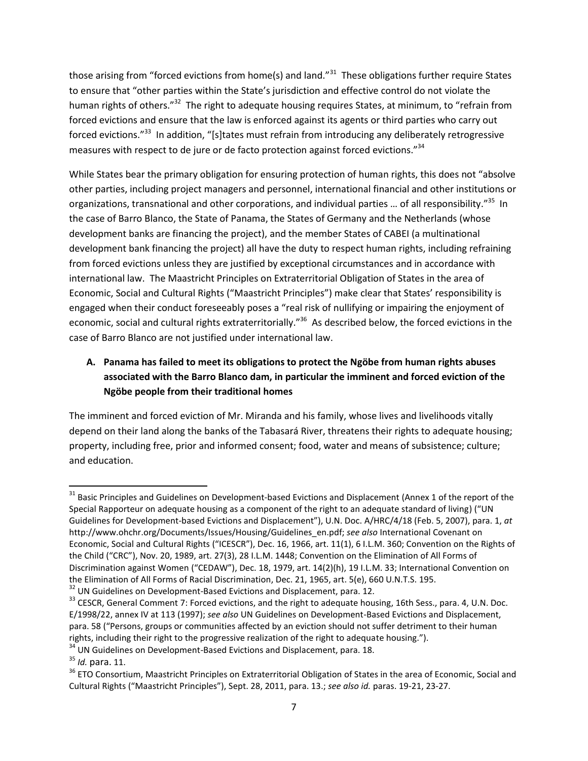those arising from "forced evictions from home(s) and land."[31] These obligations further require States to ensure that "other parties within the State's jurisdiction and effective control do not violate the human rights of others."[32] The right to adequate housing requires States, at minimum, to "refrain from forced evictions and ensure that the law is enforced against its agents or third parties who carry out forced evictions."[33] In addition, "[s]tates must refrain from introducing any deliberately retrogressive measures with respect to de jure or de facto protection against forced evictions."[34]

While States bear the primary obligation for ensuring protection of human rights, this does not "absolve other parties, including project managers and personnel, international financial and other institutions or organizations, transnational and other corporations, and individual parties … of all responsibility."[35] In the case of Barro Blanco, the State of Panama, the States of Germany and the Netherlands (whose development banks are financing the project), and the member States of CABEI (a multinational development bank financing the project) all have the duty to respect human rights, including refraining from forced evictions unless they are justified by exceptional circumstances and in accordance with international law. The Maastricht Principles on Extraterritorial Obligation of States in the area of Economic, Social and Cultural Rights ("Maastricht Principles") make clear that States' responsibility is engaged when their conduct foreseeably poses a "real risk of nullifying or impairing the enjoyment of economic, social and cultural rights extraterritorially."[36] As described below, the forced evictions in the case of Barro Blanco are not justified under international law.

### A. Panama has failed to meet its obligations to protect the Ngöbe from human rights abuses associated with the Barro Blanco dam, in particular the imminent and forced eviction of the Ngöbe people from their traditional homes

The imminent and forced eviction of Mr. Miranda and his family, whose lives and livelihoods vitally depend on their land along the banks of the Tabasará River, threatens their rights to adequate housing; property, including free, prior and informed consent; food, water and means of subsistence; culture; and education.

---

[31] Basic Principles and Guidelines on Development-based Evictions and Displacement (Annex 1 of the report of the Special Rapporteur on adequate housing as a component of the right to an adequate standard of living) ("UN Guidelines for Development-based Evictions and Displacement"), U.N. Doc. A/HRC/4/18 (Feb. 5, 2007), para. 1, *at* http://www.ohchr.org/Documents/Issues/Housing/Guidelines_en.pdf; *see also* International Covenant on Economic, Social and Cultural Rights ("ICESCR"), Dec. 16, 1966, art. 11(1), 6 I.L.M. 360; Convention on the Rights of the Child ("CRC"), Nov. 20, 1989, art. 27(3), 28 I.L.M. 1448; Convention on the Elimination of All Forms of Discrimination against Women ("CEDAW"), Dec. 18, 1979, art. 14(2)(h), 19 I.L.M. 33; International Convention on the Elimination of All Forms of Racial Discrimination, Dec. 21, 1965, art. 5(e), 660 U.N.T.S. 195.

[32] UN Guidelines on Development-Based Evictions and Displacement, para. 12.

[33] CESCR, General Comment 7: Forced evictions, and the right to adequate housing, 16th Sess., para. 4, U.N. Doc. E/1998/22, annex IV at 113 (1997); *see also* UN Guidelines on Development-Based Evictions and Displacement, para. 58 ("Persons, groups or communities affected by an eviction should not suffer detriment to their human rights, including their right to the progressive realization of the right to adequate housing.").

[34] UN Guidelines on Development-Based Evictions and Displacement, para. 18.

[35] *Id.* para. 11.

[36] ETO Consortium, Maastricht Principles on Extraterritorial Obligation of States in the area of Economic, Social and Cultural Rights ("Maastricht Principles"), Sept. 28, 2011, para. 13.; *see also id.* paras. 19-21, 23-27.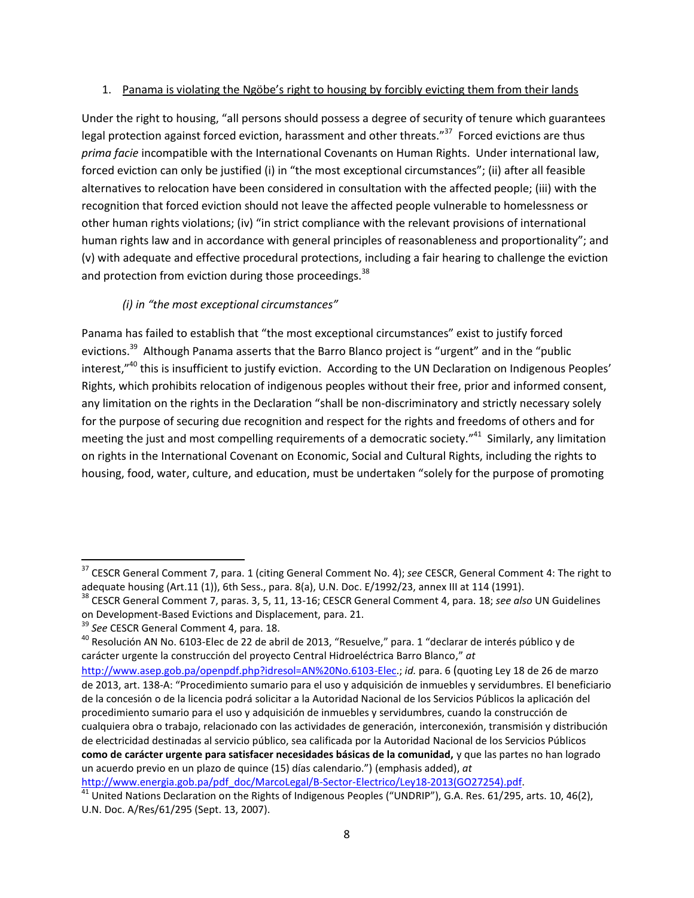1. Panama is violating the Ngöbe's right to housing by forcibly evicting them from their lands

Under the right to housing, "all persons should possess a degree of security of tenure which guarantees legal protection against forced eviction, harassment and other threats."[37] Forced evictions are thus *prima facie* incompatible with the International Covenants on Human Rights. Under international law, forced eviction can only be justified (i) in "the most exceptional circumstances"; (ii) after all feasible alternatives to relocation have been considered in consultation with the affected people; (iii) with the recognition that forced eviction should not leave the affected people vulnerable to homelessness or other human rights violations; (iv) "in strict compliance with the relevant provisions of international human rights law and in accordance with general principles of reasonableness and proportionality"; and (v) with adequate and effective procedural protections, including a fair hearing to challenge the eviction and protection from eviction during those proceedings.[38]

*(i) in "the most exceptional circumstances"*

Panama has failed to establish that "the most exceptional circumstances" exist to justify forced evictions.[39] Although Panama asserts that the Barro Blanco project is "urgent" and in the "public interest,"[40] this is insufficient to justify eviction. According to the UN Declaration on Indigenous Peoples' Rights, which prohibits relocation of indigenous peoples without their free, prior and informed consent, any limitation on the rights in the Declaration "shall be non-discriminatory and strictly necessary solely for the purpose of securing due recognition and respect for the rights and freedoms of others and for meeting the just and most compelling requirements of a democratic society."[41] Similarly, any limitation on rights in the International Covenant on Economic, Social and Cultural Rights, including the rights to housing, food, water, culture, and education, must be undertaken "solely for the purpose of promoting

---

[37] CESCR General Comment 7, para. 1 (citing General Comment No. 4); *see* CESCR, General Comment 4: The right to adequate housing (Art.11 (1)), 6th Sess., para. 8(a), U.N. Doc. E/1992/23, annex III at 114 (1991).

[38] CESCR General Comment 7, paras. 3, 5, 11, 13-16; CESCR General Comment 4, para. 18; *see also* UN Guidelines on Development-Based Evictions and Displacement, para. 21.

[39] *See* CESCR General Comment 4, para. 18.

[40] Resolución AN No. 6103-Elec de 22 de abril de 2013, "Resuelve," para. 1 "declarar de interés público y de carácter urgente la construcción del proyecto Central Hidroeléctrica Barro Blanco," *at* http://www.asep.gob.pa/openpdf.php?idresol=AN%20No.6103-Elec.; *id.* para. 6 (quoting Ley 18 de 26 de marzo de 2013, art. 138-A: "Procedimiento sumario para el uso y adquisición de inmuebles y servidumbres. El beneficiario de la concesión o de la licencia podrá solicitar a la Autoridad Nacional de los Servicios Públicos la aplicación del procedimiento sumario para el uso y adquisición de inmuebles y servidumbres, cuando la construcción de cualquiera obra o trabajo, relacionado con las actividades de generación, interconexión, transmisión y distribución de electricidad destinadas al servicio público, sea calificada por la Autoridad Nacional de los Servicios Públicos **como de carácter urgente para satisfacer necesidades básicas de la comunidad,** y que las partes no han logrado un acuerdo previo en un plazo de quince (15) días calendario.") (emphasis added), *at* http://www.energia.gob.pa/pdf_doc/MarcoLegal/B-Sector-Electrico/Ley18-2013(GO27254).pdf.

[41] United Nations Declaration on the Rights of Indigenous Peoples ("UNDRIP"), G.A. Res. 61/295, arts. 10, 46(2), U.N. Doc. A/Res/61/295 (Sept. 13, 2007).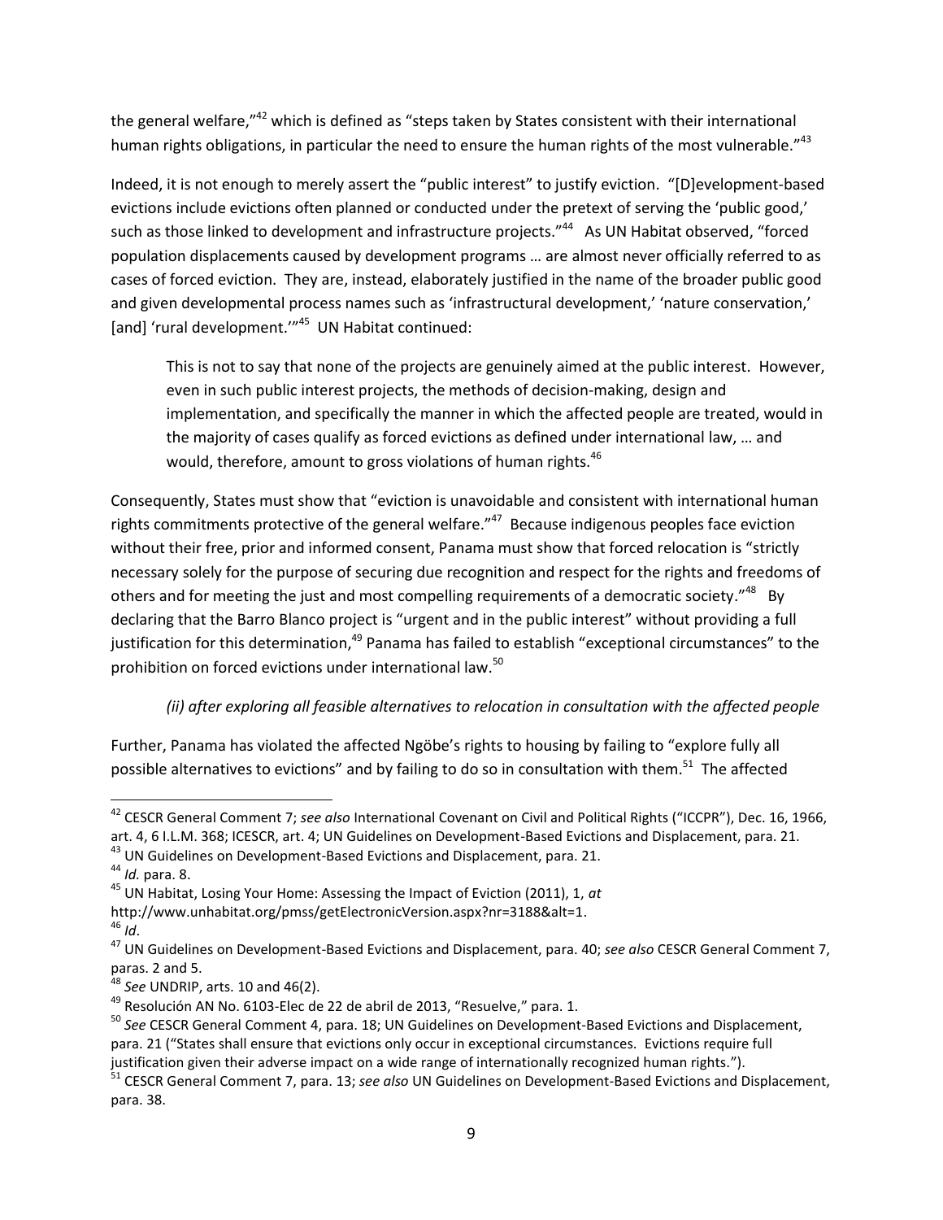the general welfare,"[42] which is defined as "steps taken by States consistent with their international human rights obligations, in particular the need to ensure the human rights of the most vulnerable."[43]

Indeed, it is not enough to merely assert the "public interest" to justify eviction. "[D]evelopment-based evictions include evictions often planned or conducted under the pretext of serving the 'public good,' such as those linked to development and infrastructure projects."[44] As UN Habitat observed, "forced population displacements caused by development programs … are almost never officially referred to as cases of forced eviction. They are, instead, elaborately justified in the name of the broader public good and given developmental process names such as 'infrastructural development,' 'nature conservation,' [and] 'rural development.'"[45] UN Habitat continued:

> This is not to say that none of the projects are genuinely aimed at the public interest. However, even in such public interest projects, the methods of decision-making, design and implementation, and specifically the manner in which the affected people are treated, would in the majority of cases qualify as forced evictions as defined under international law, … and would, therefore, amount to gross violations of human rights.[46]

Consequently, States must show that "eviction is unavoidable and consistent with international human rights commitments protective of the general welfare."[47] Because indigenous peoples face eviction without their free, prior and informed consent, Panama must show that forced relocation is "strictly necessary solely for the purpose of securing due recognition and respect for the rights and freedoms of others and for meeting the just and most compelling requirements of a democratic society."[48] By declaring that the Barro Blanco project is "urgent and in the public interest" without providing a full justification for this determination,[49] Panama has failed to establish "exceptional circumstances" to the prohibition on forced evictions under international law.[50]

*(ii) after exploring all feasible alternatives to relocation in consultation with the affected people*

Further, Panama has violated the affected Ngöbe's rights to housing by failing to "explore fully all possible alternatives to evictions" and by failing to do so in consultation with them.[51] The affected

---

[42] CESCR General Comment 7; *see also* International Covenant on Civil and Political Rights ("ICCPR"), Dec. 16, 1966, art. 4, 6 I.L.M. 368; ICESCR, art. 4; UN Guidelines on Development-Based Evictions and Displacement, para. 21.

[43] UN Guidelines on Development-Based Evictions and Displacement, para. 21.

[44] *Id.* para. 8.

[45] UN Habitat, Losing Your Home: Assessing the Impact of Eviction (2011), 1, *at* http://www.unhabitat.org/pmss/getElectronicVersion.aspx?nr=3188&alt=1.

[46] *Id*.

[47] UN Guidelines on Development-Based Evictions and Displacement, para. 40; *see also* CESCR General Comment 7, paras. 2 and 5.

[48] *See* UNDRIP, arts. 10 and 46(2).

[49] Resolución AN No. 6103-Elec de 22 de abril de 2013, "Resuelve," para. 1.

[50] *See* CESCR General Comment 4, para. 18; UN Guidelines on Development-Based Evictions and Displacement, para. 21 ("States shall ensure that evictions only occur in exceptional circumstances. Evictions require full justification given their adverse impact on a wide range of internationally recognized human rights.").

[51] CESCR General Comment 7, para. 13; *see also* UN Guidelines on Development-Based Evictions and Displacement, para. 38.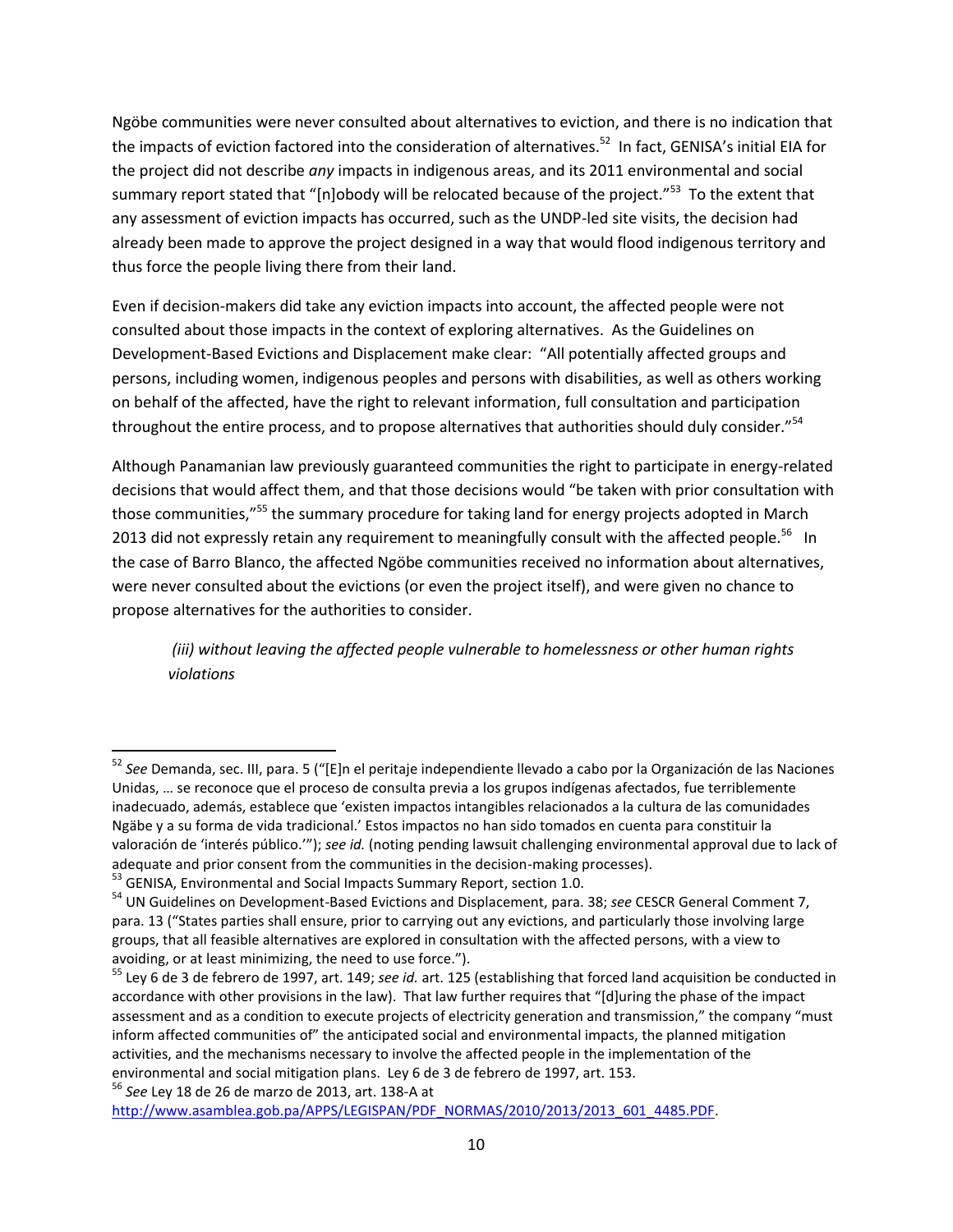Ngöbe communities were never consulted about alternatives to eviction, and there is no indication that the impacts of eviction factored into the consideration of alternatives.[52] In fact, GENISA's initial EIA for the project did not describe *any* impacts in indigenous areas, and its 2011 environmental and social summary report stated that "[n]obody will be relocated because of the project."[53] To the extent that any assessment of eviction impacts has occurred, such as the UNDP-led site visits, the decision had already been made to approve the project designed in a way that would flood indigenous territory and thus force the people living there from their land.

Even if decision-makers did take any eviction impacts into account, the affected people were not consulted about those impacts in the context of exploring alternatives. As the Guidelines on Development-Based Evictions and Displacement make clear: "All potentially affected groups and persons, including women, indigenous peoples and persons with disabilities, as well as others working on behalf of the affected, have the right to relevant information, full consultation and participation throughout the entire process, and to propose alternatives that authorities should duly consider."[54]

Although Panamanian law previously guaranteed communities the right to participate in energy-related decisions that would affect them, and that those decisions would "be taken with prior consultation with those communities,"[55] the summary procedure for taking land for energy projects adopted in March 2013 did not expressly retain any requirement to meaningfully consult with the affected people.[56] In the case of Barro Blanco, the affected Ngöbe communities received no information about alternatives, were never consulted about the evictions (or even the project itself), and were given no chance to propose alternatives for the authorities to consider.

*(iii) without leaving the affected people vulnerable to homelessness or other human rights violations*

---

[52] *See* Demanda, sec. III, para. 5 ("[E]n el peritaje independiente llevado a cabo por la Organización de las Naciones Unidas, … se reconoce que el proceso de consulta previa a los grupos indígenas afectados, fue terriblemente inadecuado, además, establece que 'existen impactos intangibles relacionados a la cultura de las comunidades Ngäbe y a su forma de vida tradicional.' Estos impactos no han sido tomados en cuenta para constituir la valoración de 'interés público.'"); *see id.* (noting pending lawsuit challenging environmental approval due to lack of adequate and prior consent from the communities in the decision-making processes).

[53] GENISA, Environmental and Social Impacts Summary Report, section 1.0.

[54] UN Guidelines on Development-Based Evictions and Displacement, para. 38; *see* CESCR General Comment 7, para. 13 ("States parties shall ensure, prior to carrying out any evictions, and particularly those involving large groups, that all feasible alternatives are explored in consultation with the affected persons, with a view to avoiding, or at least minimizing, the need to use force.").

[55] Ley 6 de 3 de febrero de 1997, art. 149; *see id.* art. 125 (establishing that forced land acquisition be conducted in accordance with other provisions in the law). That law further requires that "[d]uring the phase of the impact assessment and as a condition to execute projects of electricity generation and transmission," the company "must inform affected communities of" the anticipated social and environmental impacts, the planned mitigation activities, and the mechanisms necessary to involve the affected people in the implementation of the environmental and social mitigation plans. Ley 6 de 3 de febrero de 1997, art. 153.

[56] *See* Ley 18 de 26 de marzo de 2013, art. 138-A at http://www.asamblea.gob.pa/APPS/LEGISPAN/PDF_NORMAS/2010/2013/2013_601_4485.PDF.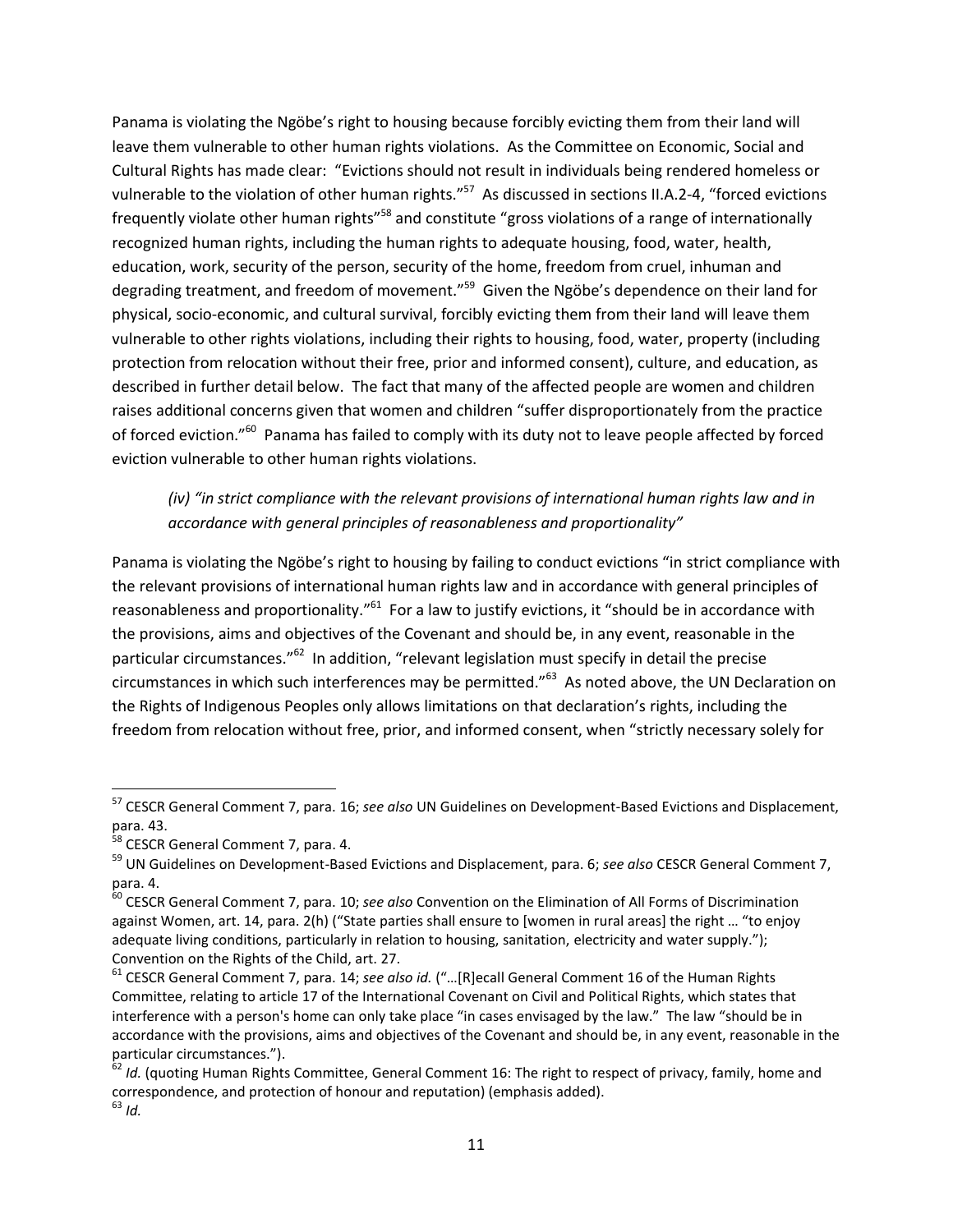Panama is violating the Ngöbe's right to housing because forcibly evicting them from their land will leave them vulnerable to other human rights violations. As the Committee on Economic, Social and Cultural Rights has made clear: "Evictions should not result in individuals being rendered homeless or vulnerable to the violation of other human rights."[57] As discussed in sections II.A.2-4, "forced evictions frequently violate other human rights"[58] and constitute "gross violations of a range of internationally recognized human rights, including the human rights to adequate housing, food, water, health, education, work, security of the person, security of the home, freedom from cruel, inhuman and degrading treatment, and freedom of movement."[59] Given the Ngöbe's dependence on their land for physical, socio-economic, and cultural survival, forcibly evicting them from their land will leave them vulnerable to other rights violations, including their rights to housing, food, water, property (including protection from relocation without their free, prior and informed consent), culture, and education, as described in further detail below. The fact that many of the affected people are women and children raises additional concerns given that women and children "suffer disproportionately from the practice of forced eviction."[60] Panama has failed to comply with its duty not to leave people affected by forced eviction vulnerable to other human rights violations.

*(iv) "in strict compliance with the relevant provisions of international human rights law and in accordance with general principles of reasonableness and proportionality"*

Panama is violating the Ngöbe's right to housing by failing to conduct evictions "in strict compliance with the relevant provisions of international human rights law and in accordance with general principles of reasonableness and proportionality."[61] For a law to justify evictions, it "should be in accordance with the provisions, aims and objectives of the Covenant and should be, in any event, reasonable in the particular circumstances."[62] In addition, "relevant legislation must specify in detail the precise circumstances in which such interferences may be permitted."[63] As noted above, the UN Declaration on the Rights of Indigenous Peoples only allows limitations on that declaration's rights, including the freedom from relocation without free, prior, and informed consent, when "strictly necessary solely for

---

[57] CESCR General Comment 7, para. 16; *see also* UN Guidelines on Development-Based Evictions and Displacement, para. 43.

[58] CESCR General Comment 7, para. 4.

[59] UN Guidelines on Development-Based Evictions and Displacement, para. 6; *see also* CESCR General Comment 7, para. 4.

[60] CESCR General Comment 7, para. 10; *see also* Convention on the Elimination of All Forms of Discrimination against Women, art. 14, para. 2(h) ("State parties shall ensure to [women in rural areas] the right … "to enjoy adequate living conditions, particularly in relation to housing, sanitation, electricity and water supply."); Convention on the Rights of the Child, art. 27.

[61] CESCR General Comment 7, para. 14; *see also id.* ("…[R]ecall General Comment 16 of the Human Rights Committee, relating to article 17 of the International Covenant on Civil and Political Rights, which states that interference with a person's home can only take place "in cases envisaged by the law." The law "should be in accordance with the provisions, aims and objectives of the Covenant and should be, in any event, reasonable in the particular circumstances.").

[62] *Id.* (quoting Human Rights Committee, General Comment 16: The right to respect of privacy, family, home and correspondence, and protection of honour and reputation) (emphasis added).

[63] *Id.*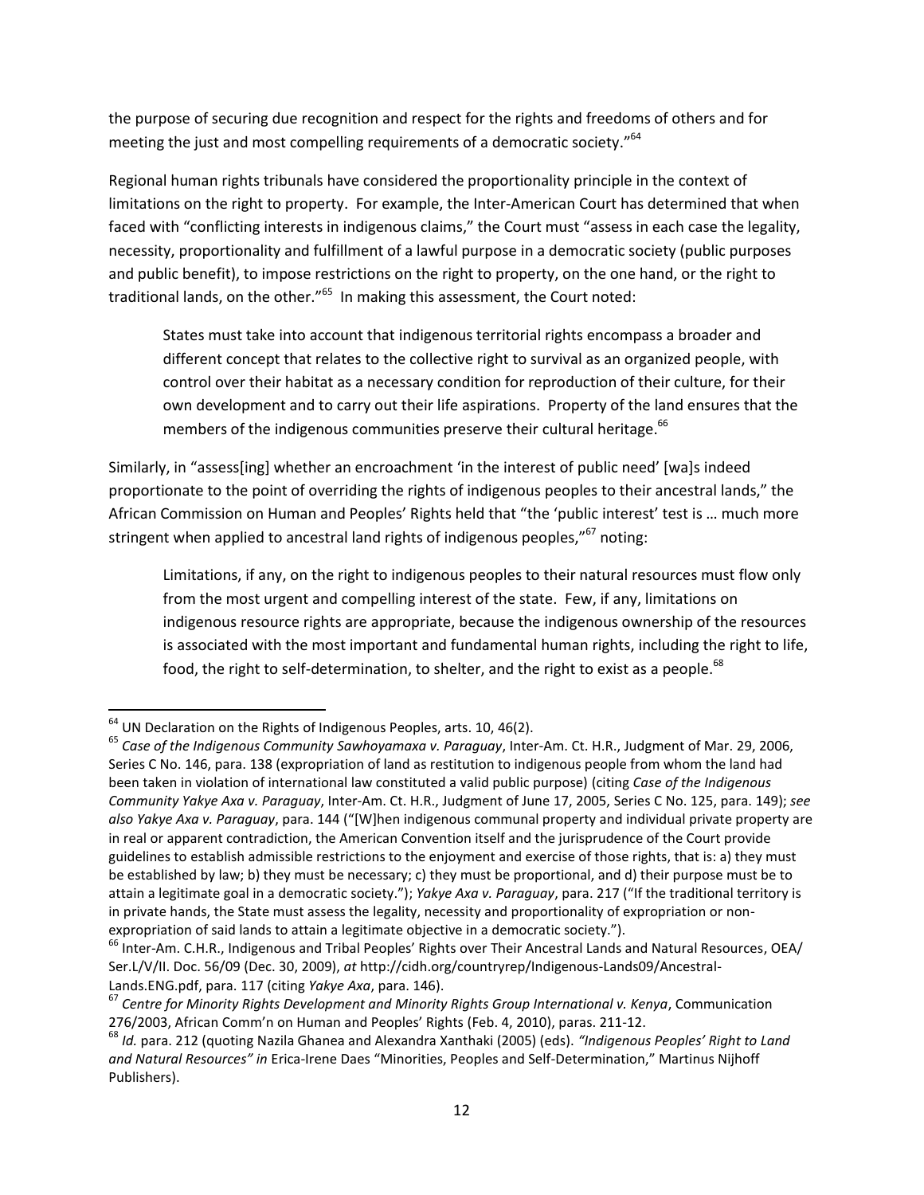the purpose of securing due recognition and respect for the rights and freedoms of others and for meeting the just and most compelling requirements of a democratic society."[64]

Regional human rights tribunals have considered the proportionality principle in the context of limitations on the right to property. For example, the Inter-American Court has determined that when faced with "conflicting interests in indigenous claims," the Court must "assess in each case the legality, necessity, proportionality and fulfillment of a lawful purpose in a democratic society (public purposes and public benefit), to impose restrictions on the right to property, on the one hand, or the right to traditional lands, on the other."[65] In making this assessment, the Court noted:

> States must take into account that indigenous territorial rights encompass a broader and different concept that relates to the collective right to survival as an organized people, with control over their habitat as a necessary condition for reproduction of their culture, for their own development and to carry out their life aspirations. Property of the land ensures that the members of the indigenous communities preserve their cultural heritage.[66]

Similarly, in "assess[ing] whether an encroachment 'in the interest of public need' [wa]s indeed proportionate to the point of overriding the rights of indigenous peoples to their ancestral lands," the African Commission on Human and Peoples' Rights held that "the 'public interest' test is … much more stringent when applied to ancestral land rights of indigenous peoples,"[67] noting:

> Limitations, if any, on the right to indigenous peoples to their natural resources must flow only from the most urgent and compelling interest of the state. Few, if any, limitations on indigenous resource rights are appropriate, because the indigenous ownership of the resources is associated with the most important and fundamental human rights, including the right to life, food, the right to self-determination, to shelter, and the right to exist as a people.[68]

---

[64] UN Declaration on the Rights of Indigenous Peoples, arts. 10, 46(2).

[65] *Case of the Indigenous Community Sawhoyamaxa v. Paraguay*, Inter-Am. Ct. H.R., Judgment of Mar. 29, 2006, Series C No. 146, para. 138 (expropriation of land as restitution to indigenous people from whom the land had been taken in violation of international law constituted a valid public purpose) (citing *Case of the Indigenous Community Yakye Axa v. Paraguay*, Inter-Am. Ct. H.R., Judgment of June 17, 2005, Series C No. 125, para. 149); *see also Yakye Axa v. Paraguay*, para. 144 ("[W]hen indigenous communal property and individual private property are in real or apparent contradiction, the American Convention itself and the jurisprudence of the Court provide guidelines to establish admissible restrictions to the enjoyment and exercise of those rights, that is: a) they must be established by law; b) they must be necessary; c) they must be proportional, and d) their purpose must be to attain a legitimate goal in a democratic society."); *Yakye Axa v. Paraguay*, para. 217 ("If the traditional territory is in private hands, the State must assess the legality, necessity and proportionality of expropriation or non-expropriation of said lands to attain a legitimate objective in a democratic society.").

[66] Inter-Am. C.H.R., Indigenous and Tribal Peoples' Rights over Their Ancestral Lands and Natural Resources, OEA/ Ser.L/V/II. Doc. 56/09 (Dec. 30, 2009), *at* http://cidh.org/countryrep/Indigenous-Lands09/Ancestral-Lands.ENG.pdf, para. 117 (citing *Yakye Axa*, para. 146).

[67] *Centre for Minority Rights Development and Minority Rights Group International v. Kenya*, Communication 276/2003, African Comm'n on Human and Peoples' Rights (Feb. 4, 2010), paras. 211-12.

[68] *Id.* para. 212 (quoting Nazila Ghanea and Alexandra Xanthaki (2005) (eds). *"Indigenous Peoples' Right to Land and Natural Resources" in* Erica-Irene Daes "Minorities, Peoples and Self-Determination," Martinus Nijhoff Publishers).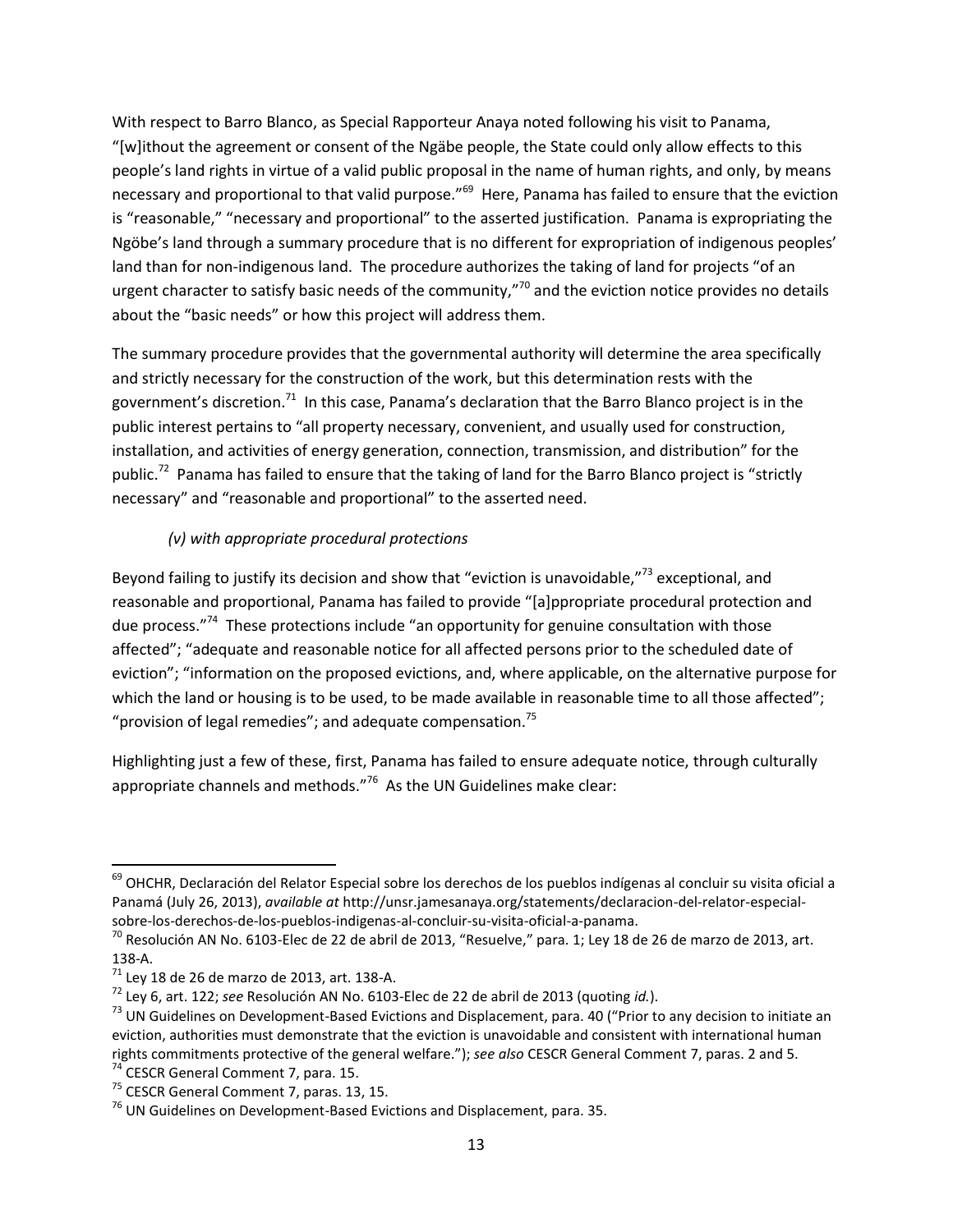With respect to Barro Blanco, as Special Rapporteur Anaya noted following his visit to Panama, "[w]ithout the agreement or consent of the Ngäbe people, the State could only allow effects to this people's land rights in virtue of a valid public proposal in the name of human rights, and only, by means necessary and proportional to that valid purpose."[69] Here, Panama has failed to ensure that the eviction is "reasonable," "necessary and proportional" to the asserted justification. Panama is expropriating the Ngöbe's land through a summary procedure that is no different for expropriation of indigenous peoples' land than for non-indigenous land. The procedure authorizes the taking of land for projects "of an urgent character to satisfy basic needs of the community,"[70] and the eviction notice provides no details about the "basic needs" or how this project will address them.

The summary procedure provides that the governmental authority will determine the area specifically and strictly necessary for the construction of the work, but this determination rests with the government's discretion.[71] In this case, Panama's declaration that the Barro Blanco project is in the public interest pertains to "all property necessary, convenient, and usually used for construction, installation, and activities of energy generation, connection, transmission, and distribution" for the public.[72] Panama has failed to ensure that the taking of land for the Barro Blanco project is "strictly necessary" and "reasonable and proportional" to the asserted need.

*(v) with appropriate procedural protections*

Beyond failing to justify its decision and show that "eviction is unavoidable,"[73] exceptional, and reasonable and proportional, Panama has failed to provide "[a]ppropriate procedural protection and due process."[74] These protections include "an opportunity for genuine consultation with those affected"; "adequate and reasonable notice for all affected persons prior to the scheduled date of eviction"; "information on the proposed evictions, and, where applicable, on the alternative purpose for which the land or housing is to be used, to be made available in reasonable time to all those affected"; "provision of legal remedies"; and adequate compensation.[75]

Highlighting just a few of these, first, Panama has failed to ensure adequate notice, through culturally appropriate channels and methods."[76] As the UN Guidelines make clear:

---

[69] OHCHR, Declaración del Relator Especial sobre los derechos de los pueblos indígenas al concluir su visita oficial a Panamá (July 26, 2013), *available at* http://unsr.jamesanaya.org/statements/declaracion-del-relator-especial-sobre-los-derechos-de-los-pueblos-indigenas-al-concluir-su-visita-oficial-a-panama.

[70] Resolución AN No. 6103-Elec de 22 de abril de 2013, "Resuelve," para. 1; Ley 18 de 26 de marzo de 2013, art. 138-A.

[71] Ley 18 de 26 de marzo de 2013, art. 138-A.

[72] Ley 6, art. 122; *see* Resolución AN No. 6103-Elec de 22 de abril de 2013 (quoting *id.*).

[73] UN Guidelines on Development-Based Evictions and Displacement, para. 40 ("Prior to any decision to initiate an eviction, authorities must demonstrate that the eviction is unavoidable and consistent with international human rights commitments protective of the general welfare."); *see also* CESCR General Comment 7, paras. 2 and 5.

[74] CESCR General Comment 7, para. 15.

[75] CESCR General Comment 7, paras. 13, 15.

[76] UN Guidelines on Development-Based Evictions and Displacement, para. 35.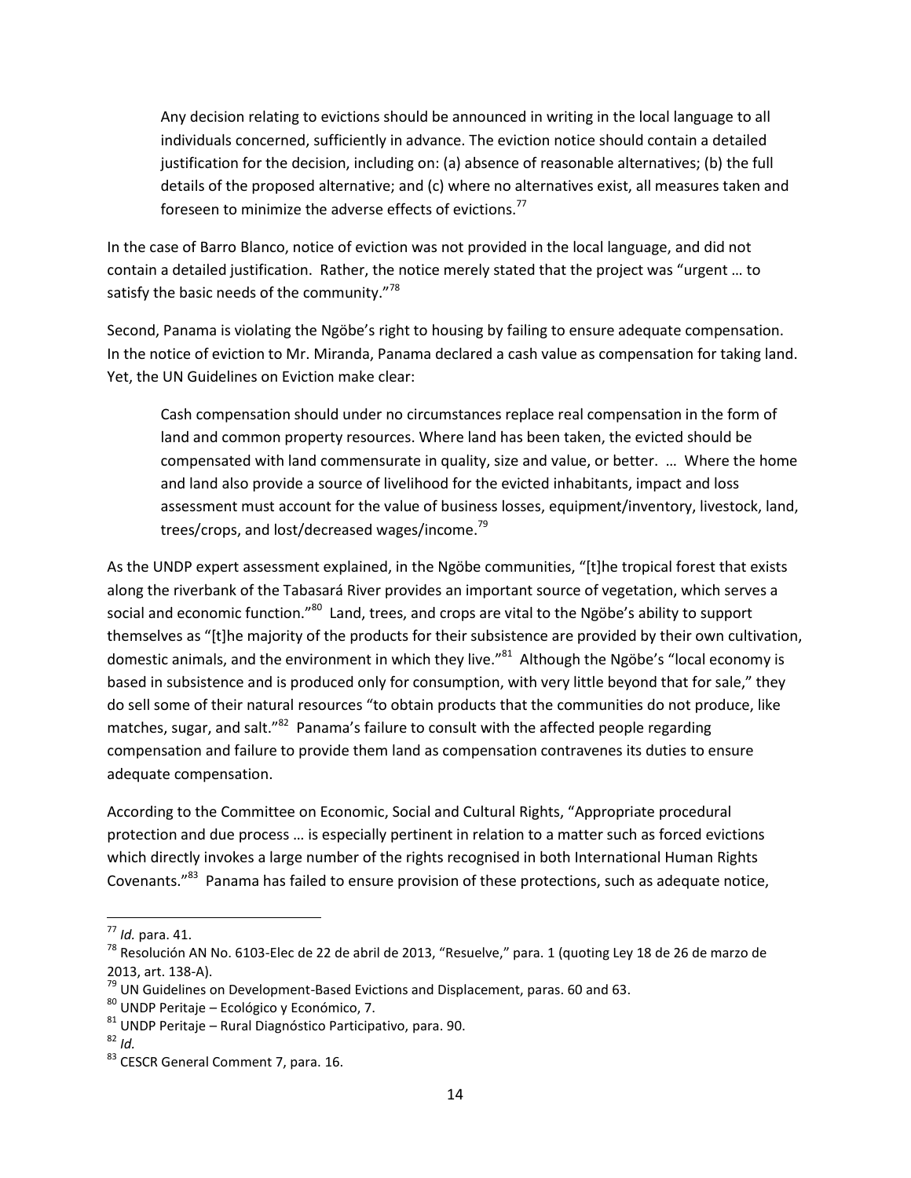> Any decision relating to evictions should be announced in writing in the local language to all individuals concerned, sufficiently in advance. The eviction notice should contain a detailed justification for the decision, including on: (a) absence of reasonable alternatives; (b) the full details of the proposed alternative; and (c) where no alternatives exist, all measures taken and foreseen to minimize the adverse effects of evictions.[77]

In the case of Barro Blanco, notice of eviction was not provided in the local language, and did not contain a detailed justification. Rather, the notice merely stated that the project was "urgent … to satisfy the basic needs of the community."[78]

Second, Panama is violating the Ngöbe's right to housing by failing to ensure adequate compensation. In the notice of eviction to Mr. Miranda, Panama declared a cash value as compensation for taking land. Yet, the UN Guidelines on Eviction make clear:

> Cash compensation should under no circumstances replace real compensation in the form of land and common property resources. Where land has been taken, the evicted should be compensated with land commensurate in quality, size and value, or better. … Where the home and land also provide a source of livelihood for the evicted inhabitants, impact and loss assessment must account for the value of business losses, equipment/inventory, livestock, land, trees/crops, and lost/decreased wages/income.[79]

As the UNDP expert assessment explained, in the Ngöbe communities, "[t]he tropical forest that exists along the riverbank of the Tabasará River provides an important source of vegetation, which serves a social and economic function."[80] Land, trees, and crops are vital to the Ngöbe's ability to support themselves as "[t]he majority of the products for their subsistence are provided by their own cultivation, domestic animals, and the environment in which they live."[81] Although the Ngöbe's "local economy is based in subsistence and is produced only for consumption, with very little beyond that for sale," they do sell some of their natural resources "to obtain products that the communities do not produce, like matches, sugar, and salt."[82] Panama's failure to consult with the affected people regarding compensation and failure to provide them land as compensation contravenes its duties to ensure adequate compensation.

According to the Committee on Economic, Social and Cultural Rights, "Appropriate procedural protection and due process … is especially pertinent in relation to a matter such as forced evictions which directly invokes a large number of the rights recognised in both International Human Rights Covenants."[83] Panama has failed to ensure provision of these protections, such as adequate notice,

---

[77] *Id.* para. 41.

[78] Resolución AN No. 6103-Elec de 22 de abril de 2013, "Resuelve," para. 1 (quoting Ley 18 de 26 de marzo de 2013, art. 138-A).

[79] UN Guidelines on Development-Based Evictions and Displacement, paras. 60 and 63.

[80] UNDP Peritaje – Ecológico y Económico, 7.

[81] UNDP Peritaje – Rural Diagnóstico Participativo, para. 90.

[82] *Id.*

[83] CESCR General Comment 7, para. 16.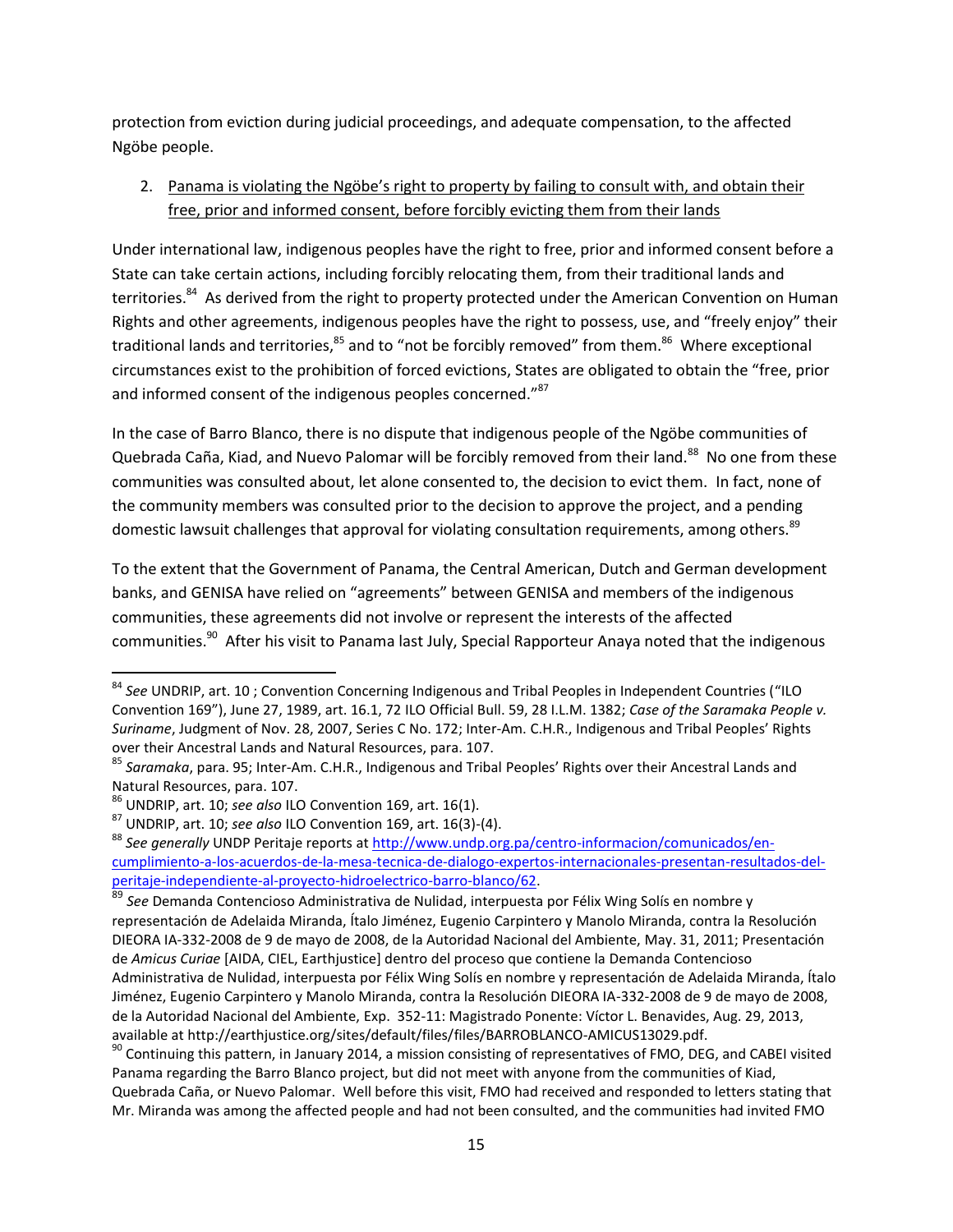protection from eviction during judicial proceedings, and adequate compensation, to the affected Ngöbe people.

2. Panama is violating the Ngöbe's right to property by failing to consult with, and obtain their free, prior and informed consent, before forcibly evicting them from their lands

Under international law, indigenous peoples have the right to free, prior and informed consent before a State can take certain actions, including forcibly relocating them, from their traditional lands and territories.[84] As derived from the right to property protected under the American Convention on Human Rights and other agreements, indigenous peoples have the right to possess, use, and "freely enjoy" their traditional lands and territories,[85] and to "not be forcibly removed" from them.[86] Where exceptional circumstances exist to the prohibition of forced evictions, States are obligated to obtain the "free, prior and informed consent of the indigenous peoples concerned."[87]

In the case of Barro Blanco, there is no dispute that indigenous people of the Ngöbe communities of Quebrada Caña, Kiad, and Nuevo Palomar will be forcibly removed from their land.[88] No one from these communities was consulted about, let alone consented to, the decision to evict them. In fact, none of the community members was consulted prior to the decision to approve the project, and a pending domestic lawsuit challenges that approval for violating consultation requirements, among others.[89]

To the extent that the Government of Panama, the Central American, Dutch and German development banks, and GENISA have relied on "agreements" between GENISA and members of the indigenous communities, these agreements did not involve or represent the interests of the affected communities.[90] After his visit to Panama last July, Special Rapporteur Anaya noted that the indigenous

---

[84] *See* UNDRIP, art. 10 ; Convention Concerning Indigenous and Tribal Peoples in Independent Countries ("ILO Convention 169"), June 27, 1989, art. 16.1, 72 ILO Official Bull. 59, 28 I.L.M. 1382; *Case of the Saramaka People v. Suriname*, Judgment of Nov. 28, 2007, Series C No. 172; Inter-Am. C.H.R., Indigenous and Tribal Peoples' Rights over their Ancestral Lands and Natural Resources, para. 107.

[85] *Saramaka*, para. 95; Inter-Am. C.H.R., Indigenous and Tribal Peoples' Rights over their Ancestral Lands and Natural Resources, para. 107.

[86] UNDRIP, art. 10; *see also* ILO Convention 169, art. 16(1).

[87] UNDRIP, art. 10; *see also* ILO Convention 169, art. 16(3)-(4).

[88] *See generally* UNDP Peritaje reports at http://www.undp.org.pa/centro-informacion/comunicados/en-cumplimiento-a-los-acuerdos-de-la-mesa-tecnica-de-dialogo-expertos-internacionales-presentan-resultados-del-peritaje-independiente-al-proyecto-hidroelectrico-barro-blanco/62.

[89] *See* Demanda Contencioso Administrativa de Nulidad, interpuesta por Félix Wing Solís en nombre y representación de Adelaida Miranda, Ítalo Jiménez, Eugenio Carpintero y Manolo Miranda, contra la Resolución DIEORA IA-332-2008 de 9 de mayo de 2008, de la Autoridad Nacional del Ambiente, May. 31, 2011; Presentación de *Amicus Curiae* [AIDA, CIEL, Earthjustice] dentro del proceso que contiene la Demanda Contencioso Administrativa de Nulidad, interpuesta por Félix Wing Solís en nombre y representación de Adelaida Miranda, Ítalo Jiménez, Eugenio Carpintero y Manolo Miranda, contra la Resolución DIEORA IA-332-2008 de 9 de mayo de 2008, de la Autoridad Nacional del Ambiente, Exp. 352-11: Magistrado Ponente: Víctor L. Benavides, Aug. 29, 2013, available at http://earthjustice.org/sites/default/files/files/BARROBLANCO-AMICUS13029.pdf.

[90] Continuing this pattern, in January 2014, a mission consisting of representatives of FMO, DEG, and CABEI visited Panama regarding the Barro Blanco project, but did not meet with anyone from the communities of Kiad, Quebrada Caña, or Nuevo Palomar. Well before this visit, FMO had received and responded to letters stating that Mr. Miranda was among the affected people and had not been consulted, and the communities had invited FMO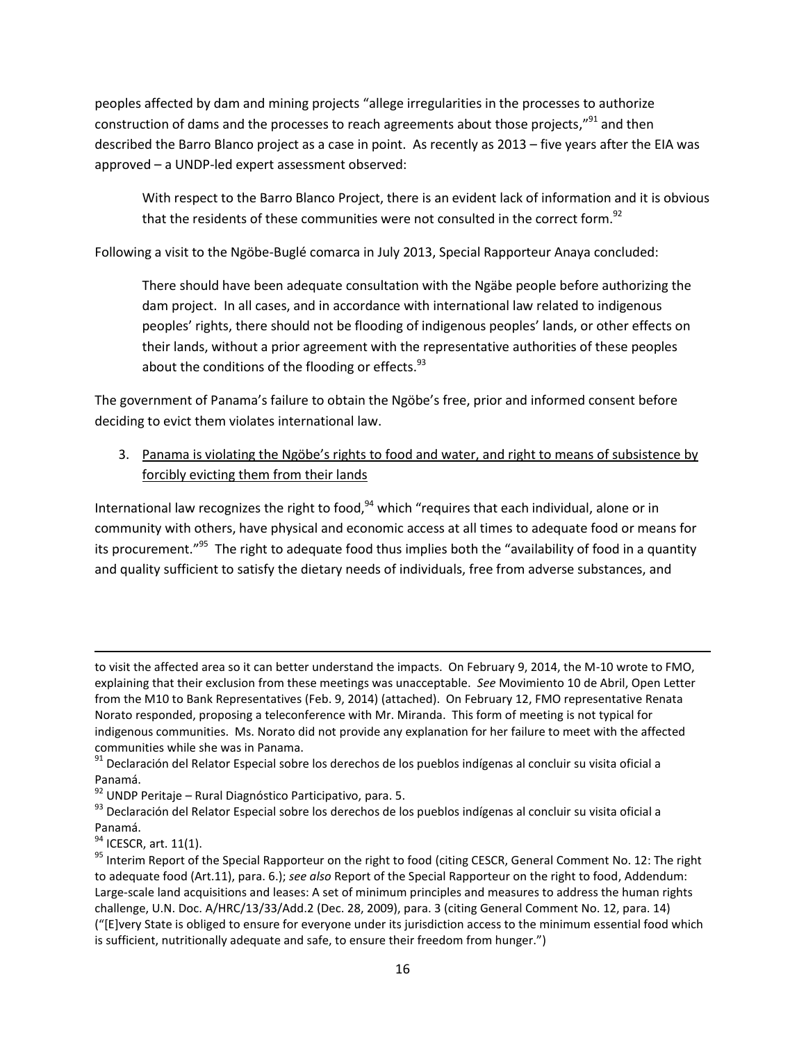peoples affected by dam and mining projects "allege irregularities in the processes to authorize construction of dams and the processes to reach agreements about those projects,"[91] and then described the Barro Blanco project as a case in point. As recently as 2013 – five years after the EIA was approved – a UNDP-led expert assessment observed:

> With respect to the Barro Blanco Project, there is an evident lack of information and it is obvious that the residents of these communities were not consulted in the correct form.[92]

Following a visit to the Ngöbe-Buglé comarca in July 2013, Special Rapporteur Anaya concluded:

> There should have been adequate consultation with the Ngäbe people before authorizing the dam project. In all cases, and in accordance with international law related to indigenous peoples' rights, there should not be flooding of indigenous peoples' lands, or other effects on their lands, without a prior agreement with the representative authorities of these peoples about the conditions of the flooding or effects.[93]

The government of Panama's failure to obtain the Ngöbe's free, prior and informed consent before deciding to evict them violates international law.

3. Panama is violating the Ngöbe's rights to food and water, and right to means of subsistence by forcibly evicting them from their lands

International law recognizes the right to food,[94] which "requires that each individual, alone or in community with others, have physical and economic access at all times to adequate food or means for its procurement."[95] The right to adequate food thus implies both the "availability of food in a quantity and quality sufficient to satisfy the dietary needs of individuals, free from adverse substances, and

---

to visit the affected area so it can better understand the impacts. On February 9, 2014, the M-10 wrote to FMO, explaining that their exclusion from these meetings was unacceptable. *See* Movimiento 10 de Abril, Open Letter from the M10 to Bank Representatives (Feb. 9, 2014) (attached). On February 12, FMO representative Renata Norato responded, proposing a teleconference with Mr. Miranda. This form of meeting is not typical for indigenous communities. Ms. Norato did not provide any explanation for her failure to meet with the affected communities while she was in Panama.

[91] Declaración del Relator Especial sobre los derechos de los pueblos indígenas al concluir su visita oficial a Panamá.

[92] UNDP Peritaje – Rural Diagnóstico Participativo, para. 5.

[93] Declaración del Relator Especial sobre los derechos de los pueblos indígenas al concluir su visita oficial a Panamá.

[94] ICESCR, art. 11(1).

[95] Interim Report of the Special Rapporteur on the right to food (citing CESCR, General Comment No. 12: The right to adequate food (Art.11), para. 6.); *see also* Report of the Special Rapporteur on the right to food, Addendum: Large-scale land acquisitions and leases: A set of minimum principles and measures to address the human rights challenge, U.N. Doc. A/HRC/13/33/Add.2 (Dec. 28, 2009), para. 3 (citing General Comment No. 12, para. 14) ("[E]very State is obliged to ensure for everyone under its jurisdiction access to the minimum essential food which is sufficient, nutritionally adequate and safe, to ensure their freedom from hunger.")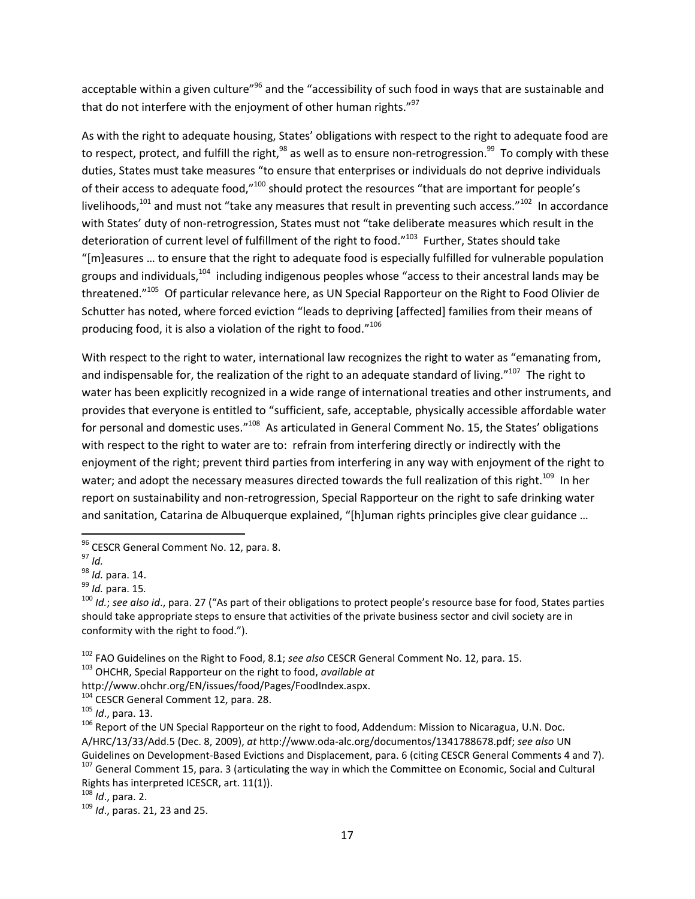acceptable within a given culture"[96] and the "accessibility of such food in ways that are sustainable and that do not interfere with the enjoyment of other human rights."[97]

As with the right to adequate housing, States' obligations with respect to the right to adequate food are to respect, protect, and fulfill the right,[98] as well as to ensure non-retrogression.[99] To comply with these duties, States must take measures "to ensure that enterprises or individuals do not deprive individuals of their access to adequate food,"[100] should protect the resources "that are important for people's livelihoods,[101] and must not "take any measures that result in preventing such access."[102] In accordance with States' duty of non-retrogression, States must not "take deliberate measures which result in the deterioration of current level of fulfillment of the right to food."[103] Further, States should take "[m]easures … to ensure that the right to adequate food is especially fulfilled for vulnerable population groups and individuals,[104] including indigenous peoples whose "access to their ancestral lands may be threatened."[105] Of particular relevance here, as UN Special Rapporteur on the Right to Food Olivier de Schutter has noted, where forced eviction "leads to depriving [affected] families from their means of producing food, it is also a violation of the right to food."[106]

With respect to the right to water, international law recognizes the right to water as "emanating from, and indispensable for, the realization of the right to an adequate standard of living."[107] The right to water has been explicitly recognized in a wide range of international treaties and other instruments, and provides that everyone is entitled to "sufficient, safe, acceptable, physically accessible affordable water for personal and domestic uses."[108] As articulated in General Comment No. 15, the States' obligations with respect to the right to water are to: refrain from interfering directly or indirectly with the enjoyment of the right; prevent third parties from interfering in any way with enjoyment of the right to water; and adopt the necessary measures directed towards the full realization of this right.[109] In her report on sustainability and non-retrogression, Special Rapporteur on the right to safe drinking water and sanitation, Catarina de Albuquerque explained, "[h]uman rights principles give clear guidance …

---

[96] CESCR General Comment No. 12, para. 8.

[97] *Id.*

[98] *Id.* para. 14.

[99] *Id.* para. 15.

[100] *Id.*; *see also id*., para. 27 ("As part of their obligations to protect people's resource base for food, States parties should take appropriate steps to ensure that activities of the private business sector and civil society are in conformity with the right to food.").

[102] FAO Guidelines on the Right to Food, 8.1; *see also* CESCR General Comment No. 12, para. 15.

[103] OHCHR, Special Rapporteur on the right to food, *available at* http://www.ohchr.org/EN/issues/food/Pages/FoodIndex.aspx.

[104] CESCR General Comment 12, para. 28.

[105] *Id*., para. 13.

[106] Report of the UN Special Rapporteur on the right to food, Addendum: Mission to Nicaragua, U.N. Doc. A/HRC/13/33/Add.5 (Dec. 8, 2009), *at* http://www.oda-alc.org/documentos/1341788678.pdf; *see also* UN Guidelines on Development-Based Evictions and Displacement, para. 6 (citing CESCR General Comments 4 and 7).

[107] General Comment 15, para. 3 (articulating the way in which the Committee on Economic, Social and Cultural Rights has interpreted ICESCR, art. 11(1)).

[108] *Id*., para. 2.

[109] *Id*., paras. 21, 23 and 25.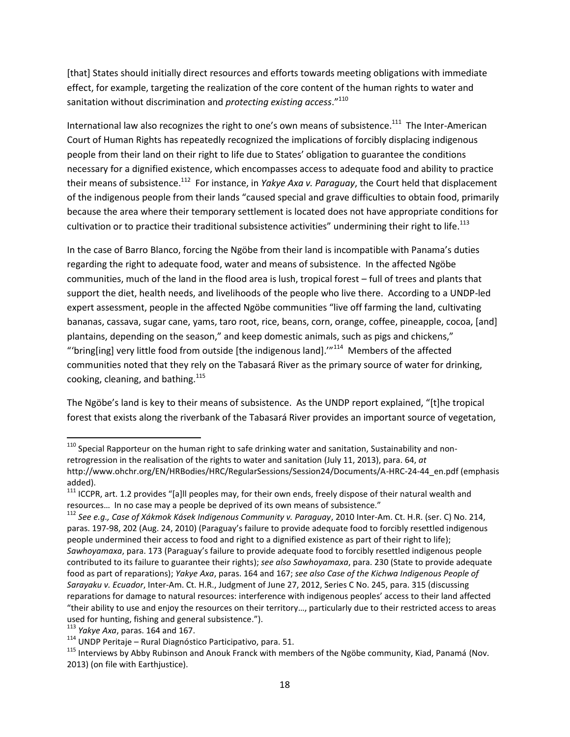[that] States should initially direct resources and efforts towards meeting obligations with immediate effect, for example, targeting the realization of the core content of the human rights to water and sanitation without discrimination and *protecting existing access*."[110]

International law also recognizes the right to one's own means of subsistence.[111] The Inter-American Court of Human Rights has repeatedly recognized the implications of forcibly displacing indigenous people from their land on their right to life due to States' obligation to guarantee the conditions necessary for a dignified existence, which encompasses access to adequate food and ability to practice their means of subsistence.[112] For instance, in *Yakye Axa v. Paraguay*, the Court held that displacement of the indigenous people from their lands "caused special and grave difficulties to obtain food, primarily because the area where their temporary settlement is located does not have appropriate conditions for cultivation or to practice their traditional subsistence activities" undermining their right to life.[113]

In the case of Barro Blanco, forcing the Ngöbe from their land is incompatible with Panama's duties regarding the right to adequate food, water and means of subsistence. In the affected Ngöbe communities, much of the land in the flood area is lush, tropical forest – full of trees and plants that support the diet, health needs, and livelihoods of the people who live there. According to a UNDP-led expert assessment, people in the affected Ngöbe communities "live off farming the land, cultivating bananas, cassava, sugar cane, yams, taro root, rice, beans, corn, orange, coffee, pineapple, cocoa, [and] plantains, depending on the season," and keep domestic animals, such as pigs and chickens," "'bring[ing] very little food from outside [the indigenous land].'"[114] Members of the affected communities noted that they rely on the Tabasará River as the primary source of water for drinking, cooking, cleaning, and bathing.[115]

The Ngöbe's land is key to their means of subsistence. As the UNDP report explained, "[t]he tropical forest that exists along the riverbank of the Tabasará River provides an important source of vegetation,

---

[110] Special Rapporteur on the human right to safe drinking water and sanitation, Sustainability and non-retrogression in the realisation of the rights to water and sanitation (July 11, 2013), para. 64, *at* http://www.ohchr.org/EN/HRBodies/HRC/RegularSessions/Session24/Documents/A-HRC-24-44_en.pdf (emphasis added).

[111] ICCPR, art. 1.2 provides "[a]ll peoples may, for their own ends, freely dispose of their natural wealth and resources… In no case may a people be deprived of its own means of subsistence."

[112] *See e.g., Case of Xákmok Kásek Indigenous Community v. Paraguay*, 2010 Inter-Am. Ct. H.R. (ser. C) No. 214, paras. 197-98, 202 (Aug. 24, 2010) (Paraguay's failure to provide adequate food to forcibly resettled indigenous people undermined their access to food and right to a dignified existence as part of their right to life); *Sawhoyamaxa*, para. 173 (Paraguay's failure to provide adequate food to forcibly resettled indigenous people contributed to its failure to guarantee their rights); *see also Sawhoyamaxa*, para. 230 (State to provide adequate food as part of reparations); *Yakye Axa*, paras. 164 and 167; *see also Case of the Kichwa Indigenous People of Sarayaku v. Ecuador*, Inter-Am. Ct. H.R., Judgment of June 27, 2012, Series C No. 245, para. 315 (discussing reparations for damage to natural resources: interference with indigenous peoples' access to their land affected "their ability to use and enjoy the resources on their territory…, particularly due to their restricted access to areas used for hunting, fishing and general subsistence.").

[113] *Yakye Axa*, paras. 164 and 167.

[114] UNDP Peritaje – Rural Diagnóstico Participativo, para. 51.

[115] Interviews by Abby Rubinson and Anouk Franck with members of the Ngöbe community, Kiad, Panamá (Nov. 2013) (on file with Earthjustice).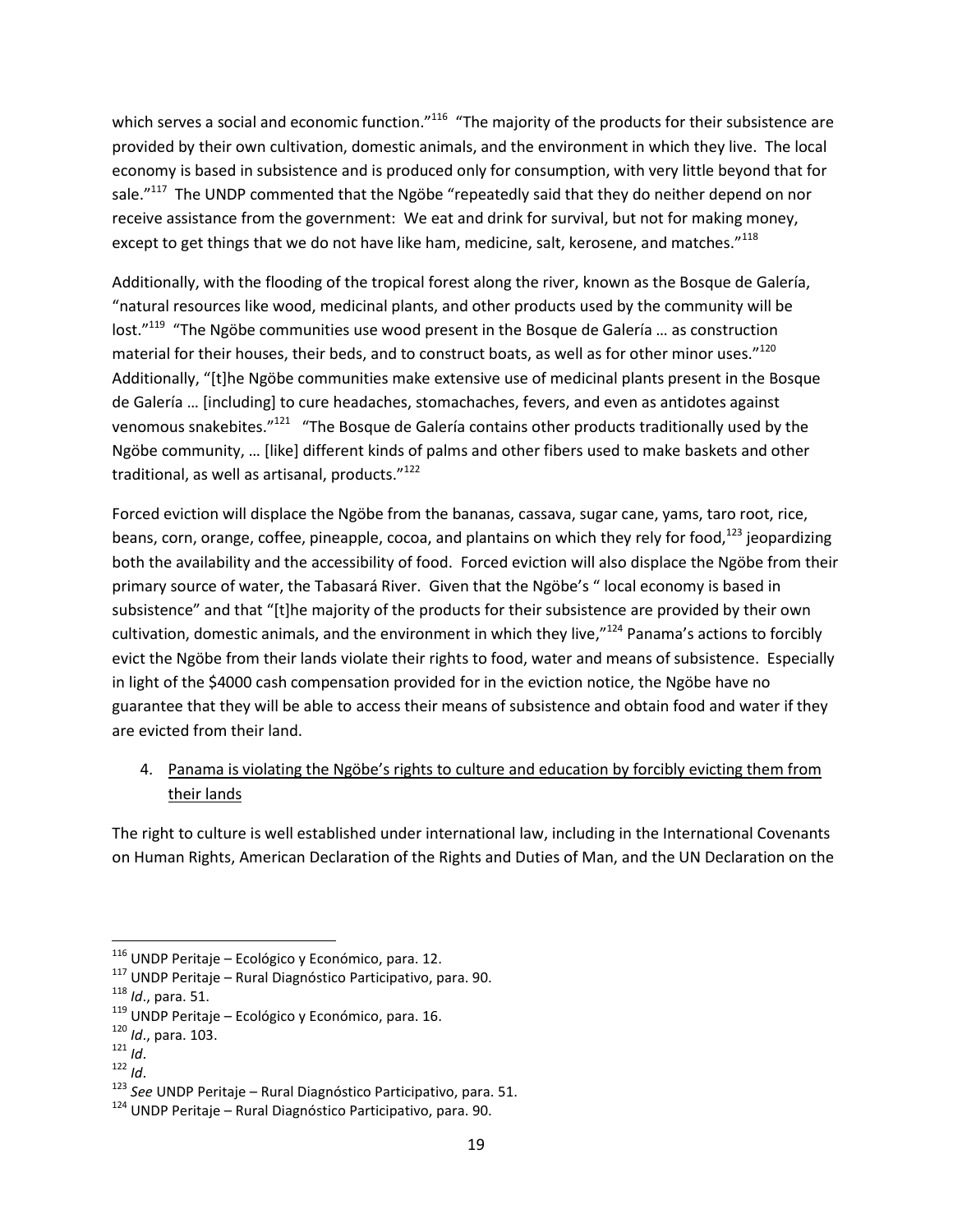which serves a social and economic function."[116] "The majority of the products for their subsistence are provided by their own cultivation, domestic animals, and the environment in which they live. The local economy is based in subsistence and is produced only for consumption, with very little beyond that for sale."[117] The UNDP commented that the Ngöbe "repeatedly said that they do neither depend on nor receive assistance from the government: We eat and drink for survival, but not for making money, except to get things that we do not have like ham, medicine, salt, kerosene, and matches."[118]

Additionally, with the flooding of the tropical forest along the river, known as the Bosque de Galería, "natural resources like wood, medicinal plants, and other products used by the community will be lost."[119] "The Ngöbe communities use wood present in the Bosque de Galería … as construction material for their houses, their beds, and to construct boats, as well as for other minor uses."[120] Additionally, "[t]he Ngöbe communities make extensive use of medicinal plants present in the Bosque de Galería … [including] to cure headaches, stomachaches, fevers, and even as antidotes against venomous snakebites."[121] "The Bosque de Galería contains other products traditionally used by the Ngöbe community, … [like] different kinds of palms and other fibers used to make baskets and other traditional, as well as artisanal, products."[122]

Forced eviction will displace the Ngöbe from the bananas, cassava, sugar cane, yams, taro root, rice, beans, corn, orange, coffee, pineapple, cocoa, and plantains on which they rely for food,[123] jeopardizing both the availability and the accessibility of food. Forced eviction will also displace the Ngöbe from their primary source of water, the Tabasará River. Given that the Ngöbe's " local economy is based in subsistence" and that "[t]he majority of the products for their subsistence are provided by their own cultivation, domestic animals, and the environment in which they live,"[124] Panama's actions to forcibly evict the Ngöbe from their lands violate their rights to food, water and means of subsistence. Especially in light of the $4000 cash compensation provided for in the eviction notice, the Ngöbe have no guarantee that they will be able to access their means of subsistence and obtain food and water if they are evicted from their land.

4. <u>Panama is violating the Ngöbe's rights to culture and education by forcibly evicting them from their lands</u>

The right to culture is well established under international law, including in the International Covenants on Human Rights, American Declaration of the Rights and Duties of Man, and the UN Declaration on the

---

[116] UNDP Peritaje – Ecológico y Económico, para. 12.
[117] UNDP Peritaje – Rural Diagnóstico Participativo, para. 90.
[118] *Id*., para. 51.
[119] UNDP Peritaje – Ecológico y Económico, para. 16.
[120] *Id*., para. 103.
[121] *Id*.
[122] *Id*.
[123] *See* UNDP Peritaje – Rural Diagnóstico Participativo, para. 51.
[124] UNDP Peritaje – Rural Diagnóstico Participativo, para. 90.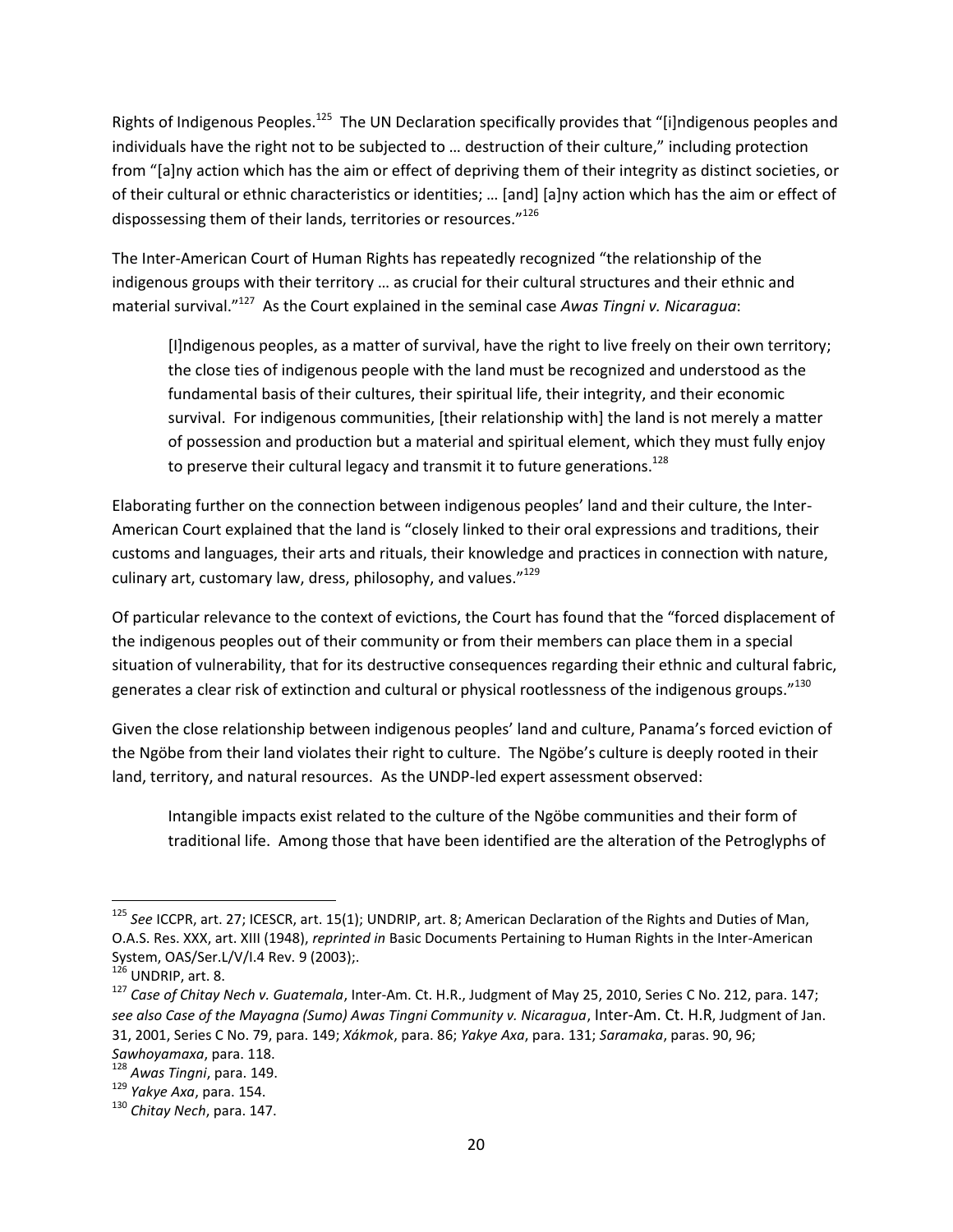Rights of Indigenous Peoples.[125] The UN Declaration specifically provides that "[i]ndigenous peoples and individuals have the right not to be subjected to … destruction of their culture," including protection from "[a]ny action which has the aim or effect of depriving them of their integrity as distinct societies, or of their cultural or ethnic characteristics or identities; … [and] [a]ny action which has the aim or effect of dispossessing them of their lands, territories or resources."[126]

The Inter-American Court of Human Rights has repeatedly recognized "the relationship of the indigenous groups with their territory … as crucial for their cultural structures and their ethnic and material survival."[127] As the Court explained in the seminal case *Awas Tingni v. Nicaragua*:

> [I]ndigenous peoples, as a matter of survival, have the right to live freely on their own territory; the close ties of indigenous people with the land must be recognized and understood as the fundamental basis of their cultures, their spiritual life, their integrity, and their economic survival. For indigenous communities, [their relationship with] the land is not merely a matter of possession and production but a material and spiritual element, which they must fully enjoy to preserve their cultural legacy and transmit it to future generations.[128]

Elaborating further on the connection between indigenous peoples' land and their culture, the Inter-American Court explained that the land is "closely linked to their oral expressions and traditions, their customs and languages, their arts and rituals, their knowledge and practices in connection with nature, culinary art, customary law, dress, philosophy, and values."[129]

Of particular relevance to the context of evictions, the Court has found that the "forced displacement of the indigenous peoples out of their community or from their members can place them in a special situation of vulnerability, that for its destructive consequences regarding their ethnic and cultural fabric, generates a clear risk of extinction and cultural or physical rootlessness of the indigenous groups."[130]

Given the close relationship between indigenous peoples' land and culture, Panama's forced eviction of the Ngöbe from their land violates their right to culture. The Ngöbe's culture is deeply rooted in their land, territory, and natural resources. As the UNDP-led expert assessment observed:

> Intangible impacts exist related to the culture of the Ngöbe communities and their form of traditional life. Among those that have been identified are the alteration of the Petroglyphs of

---

[125] *See* ICCPR, art. 27; ICESCR, art. 15(1); UNDRIP, art. 8; American Declaration of the Rights and Duties of Man, O.A.S. Res. XXX, art. XIII (1948), *reprinted in* Basic Documents Pertaining to Human Rights in the Inter-American System, OAS/Ser.L/V/I.4 Rev. 9 (2003);.

[126] UNDRIP, art. 8.

[127] *Case of Chitay Nech v. Guatemala*, Inter-Am. Ct. H.R., Judgment of May 25, 2010, Series C No. 212, para. 147; *see also Case of the Mayagna (Sumo) Awas Tingni Community v. Nicaragua*, Inter-Am. Ct. H.R, Judgment of Jan. 31, 2001, Series C No. 79, para. 149; *Xákmok*, para. 86; *Yakye Axa*, para. 131; *Saramaka*, paras. 90, 96; *Sawhoyamaxa*, para. 118.

[128] *Awas Tingni*, para. 149.

[129] *Yakye Axa*, para. 154.

[130] *Chitay Nech*, para. 147.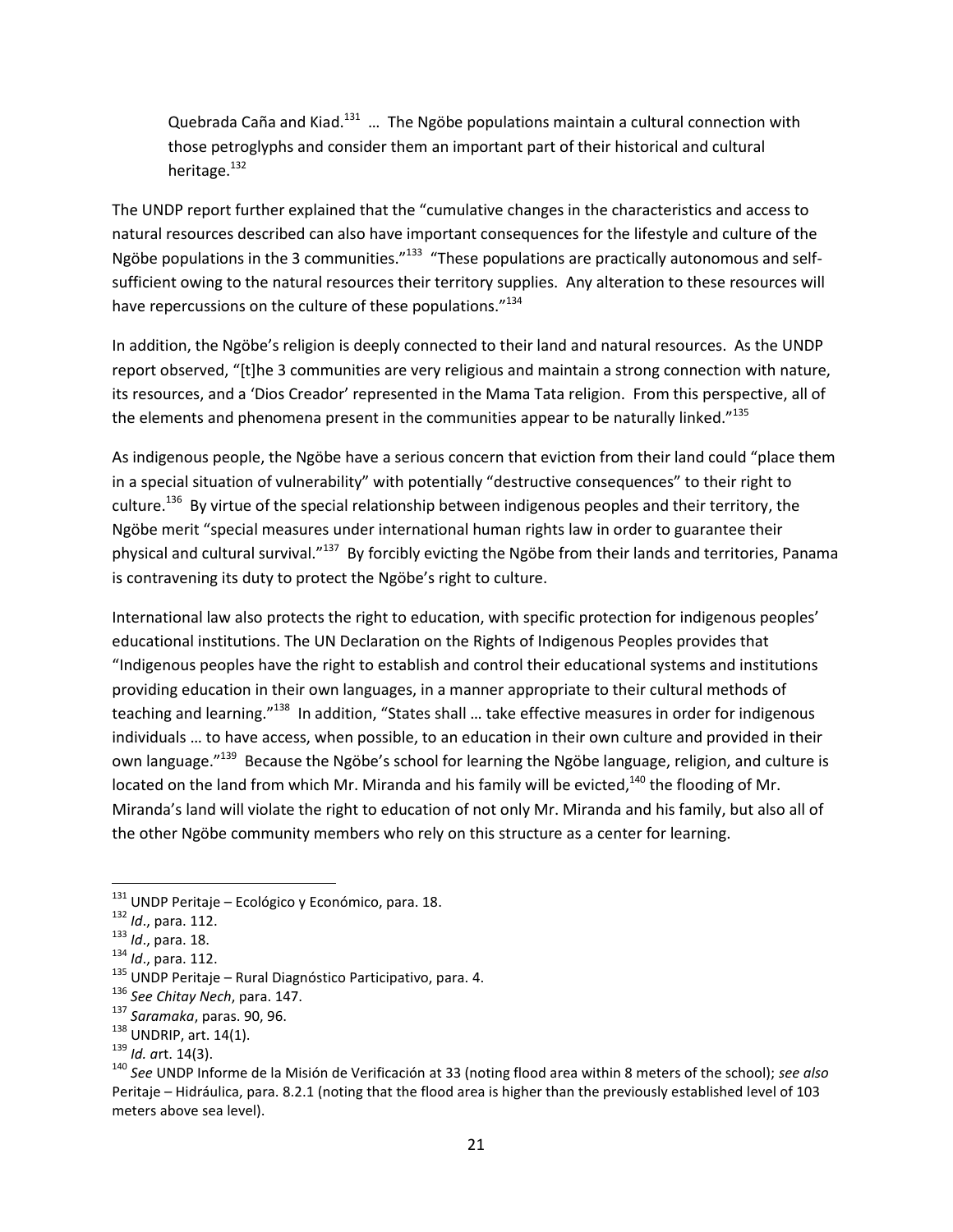> Quebrada Caña and Kiad.[131] … The Ngöbe populations maintain a cultural connection with those petroglyphs and consider them an important part of their historical and cultural heritage.[132]

The UNDP report further explained that the "cumulative changes in the characteristics and access to natural resources described can also have important consequences for the lifestyle and culture of the Ngöbe populations in the 3 communities."[133] "These populations are practically autonomous and self-sufficient owing to the natural resources their territory supplies. Any alteration to these resources will have repercussions on the culture of these populations."[134]

In addition, the Ngöbe's religion is deeply connected to their land and natural resources. As the UNDP report observed, "[t]he 3 communities are very religious and maintain a strong connection with nature, its resources, and a 'Dios Creador' represented in the Mama Tata religion. From this perspective, all of the elements and phenomena present in the communities appear to be naturally linked."[135]

As indigenous people, the Ngöbe have a serious concern that eviction from their land could "place them in a special situation of vulnerability" with potentially "destructive consequences" to their right to culture.[136] By virtue of the special relationship between indigenous peoples and their territory, the Ngöbe merit "special measures under international human rights law in order to guarantee their physical and cultural survival."[137] By forcibly evicting the Ngöbe from their lands and territories, Panama is contravening its duty to protect the Ngöbe's right to culture.

International law also protects the right to education, with specific protection for indigenous peoples' educational institutions. The UN Declaration on the Rights of Indigenous Peoples provides that "Indigenous peoples have the right to establish and control their educational systems and institutions providing education in their own languages, in a manner appropriate to their cultural methods of teaching and learning."[138] In addition, "States shall … take effective measures in order for indigenous individuals … to have access, when possible, to an education in their own culture and provided in their own language."[139] Because the Ngöbe's school for learning the Ngöbe language, religion, and culture is located on the land from which Mr. Miranda and his family will be evicted,[140] the flooding of Mr. Miranda's land will violate the right to education of not only Mr. Miranda and his family, but also all of the other Ngöbe community members who rely on this structure as a center for learning.

---

[131] UNDP Peritaje – Ecológico y Económico, para. 18.

[132] *Id*., para. 112.

[133] *Id*., para. 18.

[134] *Id*., para. 112.

[135] UNDP Peritaje – Rural Diagnóstico Participativo, para. 4.

[136] *See Chitay Nech*, para. 147.

[137] *Saramaka*, paras. 90, 96.

[138] UNDRIP, art. 14(1).

[139] *Id. a*rt. 14(3).

[140] *See* UNDP Informe de la Misión de Verificación at 33 (noting flood area within 8 meters of the school); *see also* Peritaje – Hidráulica, para. 8.2.1 (noting that the flood area is higher than the previously established level of 103 meters above sea level).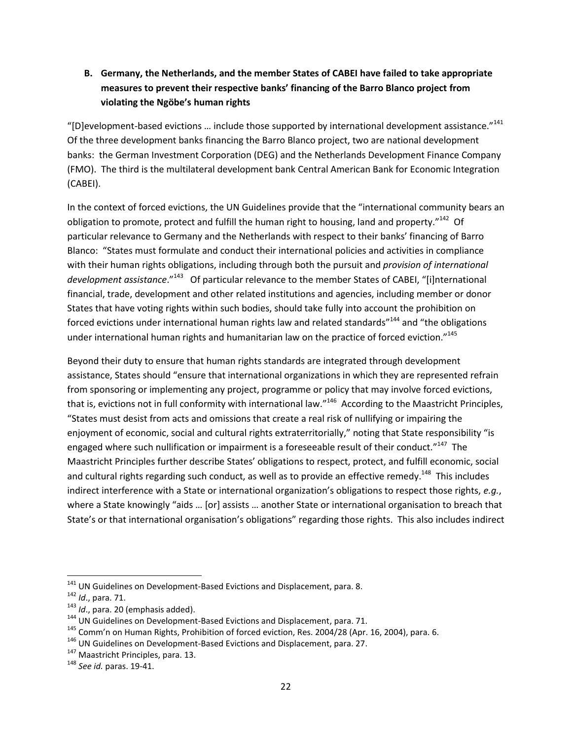### B. Germany, the Netherlands, and the member States of CABEI have failed to take appropriate measures to prevent their respective banks' financing of the Barro Blanco project from violating the Ngöbe's human rights

"[D]evelopment-based evictions … include those supported by international development assistance."[141] Of the three development banks financing the Barro Blanco project, two are national development banks: the German Investment Corporation (DEG) and the Netherlands Development Finance Company (FMO). The third is the multilateral development bank Central American Bank for Economic Integration (CABEI).

In the context of forced evictions, the UN Guidelines provide that the "international community bears an obligation to promote, protect and fulfill the human right to housing, land and property."[142] Of particular relevance to Germany and the Netherlands with respect to their banks' financing of Barro Blanco: "States must formulate and conduct their international policies and activities in compliance with their human rights obligations, including through both the pursuit and *provision of international development assistance*."[143] Of particular relevance to the member States of CABEI, "[i]nternational financial, trade, development and other related institutions and agencies, including member or donor States that have voting rights within such bodies, should take fully into account the prohibition on forced evictions under international human rights law and related standards"[144] and "the obligations under international human rights and humanitarian law on the practice of forced eviction."[145]

Beyond their duty to ensure that human rights standards are integrated through development assistance, States should "ensure that international organizations in which they are represented refrain from sponsoring or implementing any project, programme or policy that may involve forced evictions, that is, evictions not in full conformity with international law."[146] According to the Maastricht Principles, "States must desist from acts and omissions that create a real risk of nullifying or impairing the enjoyment of economic, social and cultural rights extraterritorially," noting that State responsibility "is engaged where such nullification or impairment is a foreseeable result of their conduct."[147] The Maastricht Principles further describe States' obligations to respect, protect, and fulfill economic, social and cultural rights regarding such conduct, as well as to provide an effective remedy.[148] This includes indirect interference with a State or international organization's obligations to respect those rights, *e.g.*, where a State knowingly "aids … [or] assists … another State or international organisation to breach that State's or that international organisation's obligations" regarding those rights. This also includes indirect

---

[141] UN Guidelines on Development-Based Evictions and Displacement, para. 8.

[142] *Id*., para. 71.

[143] *Id*., para. 20 (emphasis added).

[144] UN Guidelines on Development-Based Evictions and Displacement, para. 71.

[145] Comm'n on Human Rights, Prohibition of forced eviction, Res. 2004/28 (Apr. 16, 2004), para. 6.

[146] UN Guidelines on Development-Based Evictions and Displacement, para. 27.

[147] Maastricht Principles, para. 13.

[148] *See id.* paras. 19-41.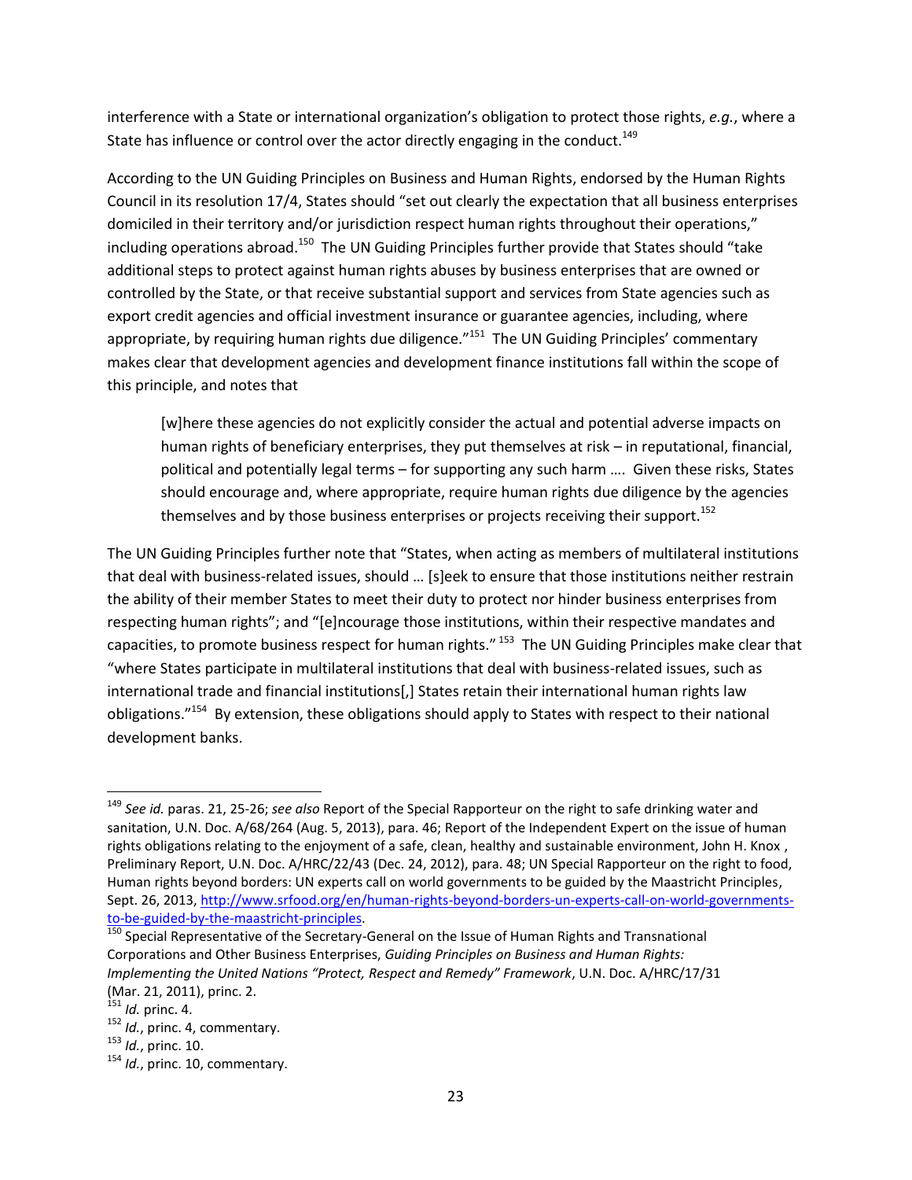interference with a State or international organization's obligation to protect those rights, *e.g.*, where a State has influence or control over the actor directly engaging in the conduct.[149]

According to the UN Guiding Principles on Business and Human Rights, endorsed by the Human Rights Council in its resolution 17/4, States should "set out clearly the expectation that all business enterprises domiciled in their territory and/or jurisdiction respect human rights throughout their operations," including operations abroad.[150] The UN Guiding Principles further provide that States should "take additional steps to protect against human rights abuses by business enterprises that are owned or controlled by the State, or that receive substantial support and services from State agencies such as export credit agencies and official investment insurance or guarantee agencies, including, where appropriate, by requiring human rights due diligence."[151] The UN Guiding Principles' commentary makes clear that development agencies and development finance institutions fall within the scope of this principle, and notes that

> [w]here these agencies do not explicitly consider the actual and potential adverse impacts on human rights of beneficiary enterprises, they put themselves at risk – in reputational, financial, political and potentially legal terms – for supporting any such harm …. Given these risks, States should encourage and, where appropriate, require human rights due diligence by the agencies themselves and by those business enterprises or projects receiving their support.[152]

The UN Guiding Principles further note that "States, when acting as members of multilateral institutions that deal with business-related issues, should … [s]eek to ensure that those institutions neither restrain the ability of their member States to meet their duty to protect nor hinder business enterprises from respecting human rights"; and "[e]ncourage those institutions, within their respective mandates and capacities, to promote business respect for human rights."[153] The UN Guiding Principles make clear that "where States participate in multilateral institutions that deal with business-related issues, such as international trade and financial institutions[,] States retain their international human rights law obligations."[154] By extension, these obligations should apply to States with respect to their national development banks.

---

[149] *See id.* paras. 21, 25-26; *see also* Report of the Special Rapporteur on the right to safe drinking water and sanitation, U.N. Doc. A/68/264 (Aug. 5, 2013), para. 46; Report of the Independent Expert on the issue of human rights obligations relating to the enjoyment of a safe, clean, healthy and sustainable environment, John H. Knox , Preliminary Report, U.N. Doc. A/HRC/22/43 (Dec. 24, 2012), para. 48; UN Special Rapporteur on the right to food, Human rights beyond borders: UN experts call on world governments to be guided by the Maastricht Principles, Sept. 26, 2013, http://www.srfood.org/en/human-rights-beyond-borders-un-experts-call-on-world-governments-to-be-guided-by-the-maastricht-principles.

[150] Special Representative of the Secretary-General on the Issue of Human Rights and Transnational Corporations and Other Business Enterprises, *Guiding Principles on Business and Human Rights: Implementing the United Nations "Protect, Respect and Remedy" Framework*, U.N. Doc. A/HRC/17/31 (Mar. 21, 2011), princ. 2.

[151] *Id.* princ. 4.

[152] *Id.*, princ. 4, commentary.

[153] *Id.*, princ. 10.

[154] *Id.*, princ. 10, commentary.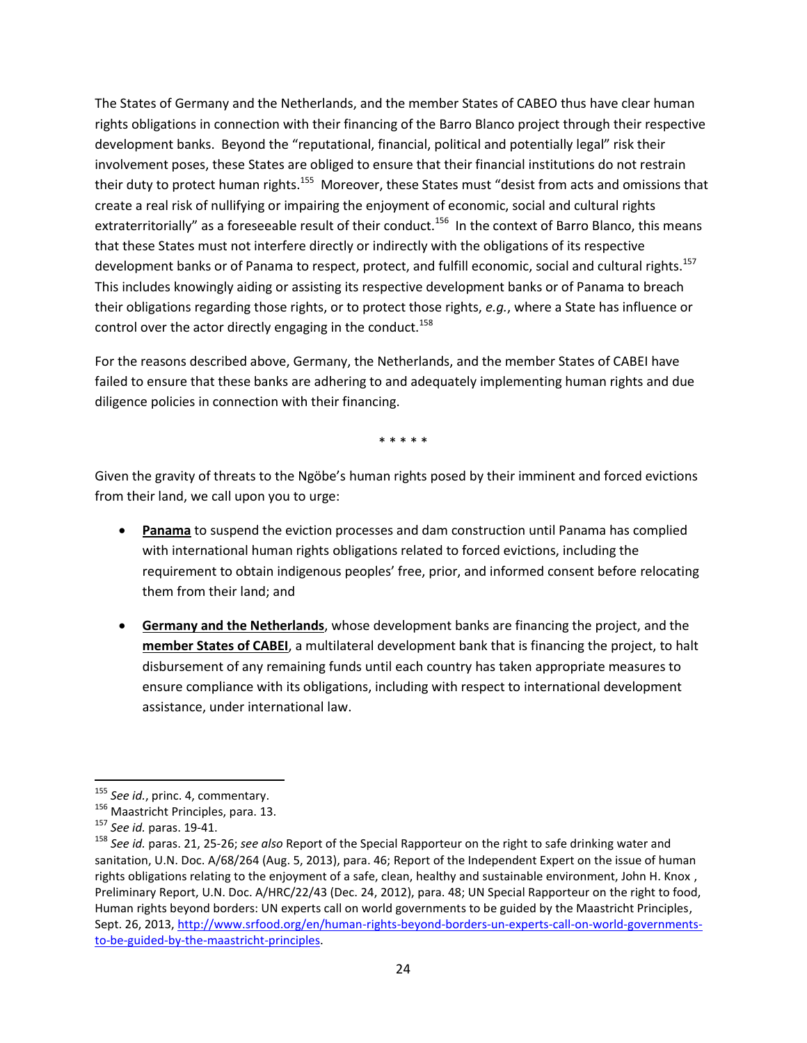The States of Germany and the Netherlands, and the member States of CABEO thus have clear human rights obligations in connection with their financing of the Barro Blanco project through their respective development banks. Beyond the "reputational, financial, political and potentially legal" risk their involvement poses, these States are obliged to ensure that their financial institutions do not restrain their duty to protect human rights.[155] Moreover, these States must "desist from acts and omissions that create a real risk of nullifying or impairing the enjoyment of economic, social and cultural rights extraterritorially" as a foreseeable result of their conduct.[156] In the context of Barro Blanco, this means that these States must not interfere directly or indirectly with the obligations of its respective development banks or of Panama to respect, protect, and fulfill economic, social and cultural rights.[157] This includes knowingly aiding or assisting its respective development banks or of Panama to breach their obligations regarding those rights, or to protect those rights, *e.g.*, where a State has influence or control over the actor directly engaging in the conduct.[158]

For the reasons described above, Germany, the Netherlands, and the member States of CABEI have failed to ensure that these banks are adhering to and adequately implementing human rights and due diligence policies in connection with their financing.

\* \* \* \* \*

Given the gravity of threats to the Ngöbe's human rights posed by their imminent and forced evictions from their land, we call upon you to urge:

- **Panama** to suspend the eviction processes and dam construction until Panama has complied with international human rights obligations related to forced evictions, including the requirement to obtain indigenous peoples' free, prior, and informed consent before relocating them from their land; and

- **Germany and the Netherlands**, whose development banks are financing the project, and the **member States of CABEI**, a multilateral development bank that is financing the project, to halt disbursement of any remaining funds until each country has taken appropriate measures to ensure compliance with its obligations, including with respect to international development assistance, under international law.

---

[155] *See id.*, princ. 4, commentary.

[156] Maastricht Principles, para. 13.

[157] *See id.* paras. 19-41.

[158] *See id.* paras. 21, 25-26; *see also* Report of the Special Rapporteur on the right to safe drinking water and sanitation, U.N. Doc. A/68/264 (Aug. 5, 2013), para. 46; Report of the Independent Expert on the issue of human rights obligations relating to the enjoyment of a safe, clean, healthy and sustainable environment, John H. Knox , Preliminary Report, U.N. Doc. A/HRC/22/43 (Dec. 24, 2012), para. 48; UN Special Rapporteur on the right to food, Human rights beyond borders: UN experts call on world governments to be guided by the Maastricht Principles, Sept. 26, 2013, http://www.srfood.org/en/human-rights-beyond-borders-un-experts-call-on-world-governments-to-be-guided-by-the-maastricht-principles.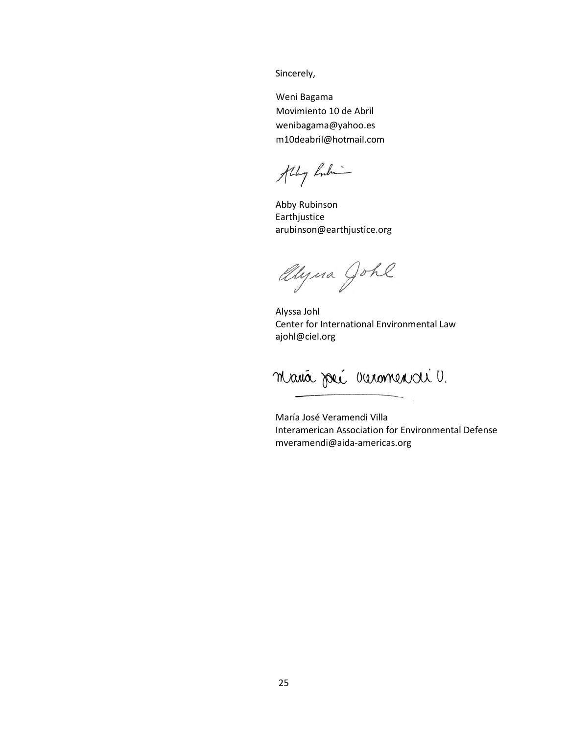Sincerely,

Weni Bagama
Movimiento 10 de Abril
wenibagama@yahoo.es
m10deabril@hotmail.com

Abby Rubinson
Earthjustice
arubinson@earthjustice.org

Alyssa Johl
Center for International Environmental Law
ajohl@ciel.org

María José Veramendi Villa
Interamerican Association for Environmental Defense
mveramendi@aida-americas.org